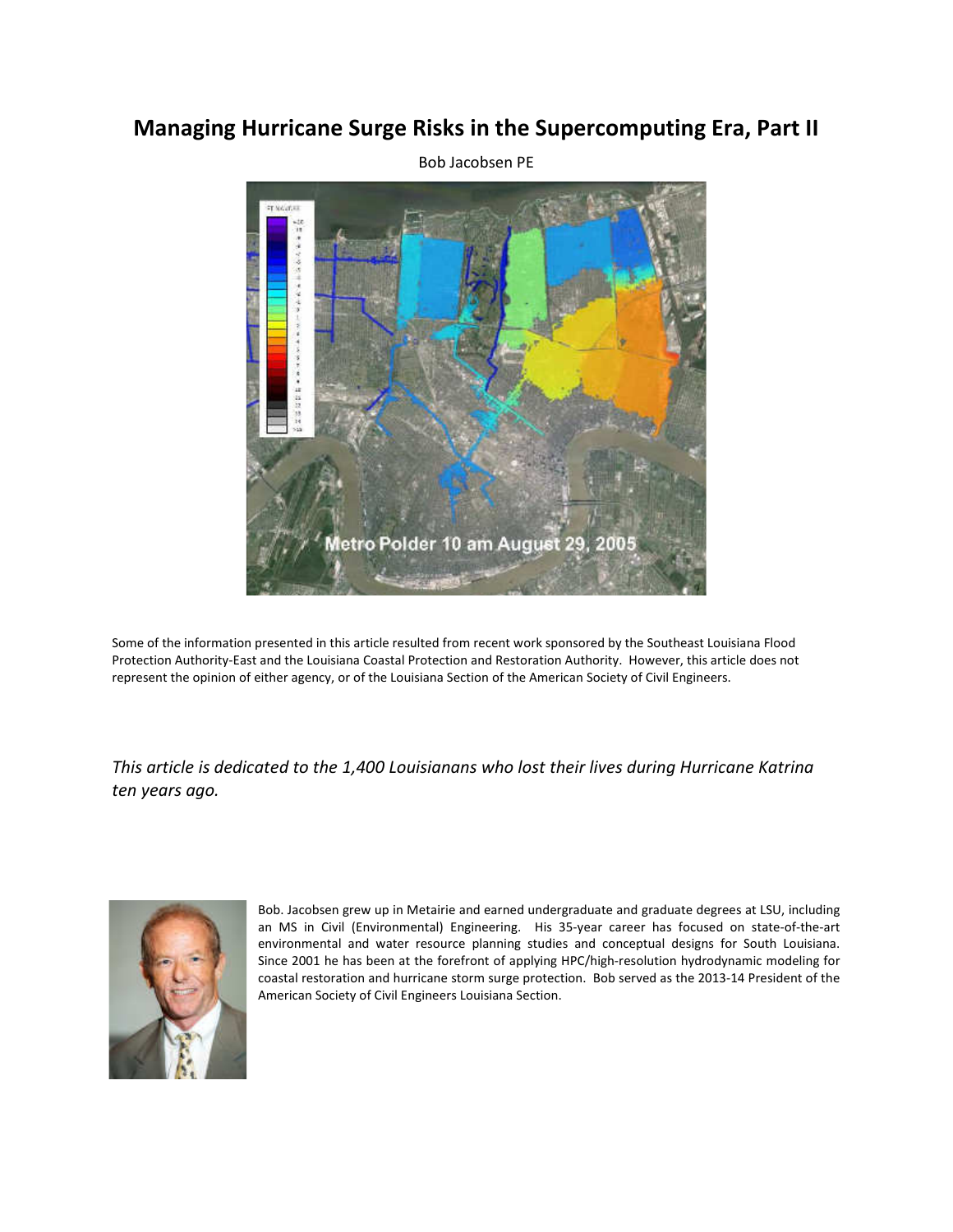# Managing Hurricane Surge Risks in the Supercomputing Era, Part II

Bob Jacobsen PE

Some of the information presented in this article resulted from recent work sponsored by the Southeast Louisiana Flood Protection Authority-East and the Louisiana Coastal Protection and Restoration Authority. However, this article does not represent the opinion of either agency, or of the Louisiana Section of the American Society of Civil Engineers.

*This article is dedicated to the 1,400 Louisianans who lost their lives during Hurricane Katrina ten years ago.*

Bob. Jacobsen grew up in Metairie and earned undergraduate and graduate degrees at LSU, including an MS in Civil (Environmental) Engineering. His 35-year career has focused on state-of-the-art environmental and water resource planning studies and conceptual designs for South Louisiana. Since 2001 he has been at the forefront of applying HPC/high-resolution hydrodynamic modeling for coastal restoration and hurricane storm surge protection. Bob served as the 2013-14 President of the American Society of Civil Engineers Louisiana Section.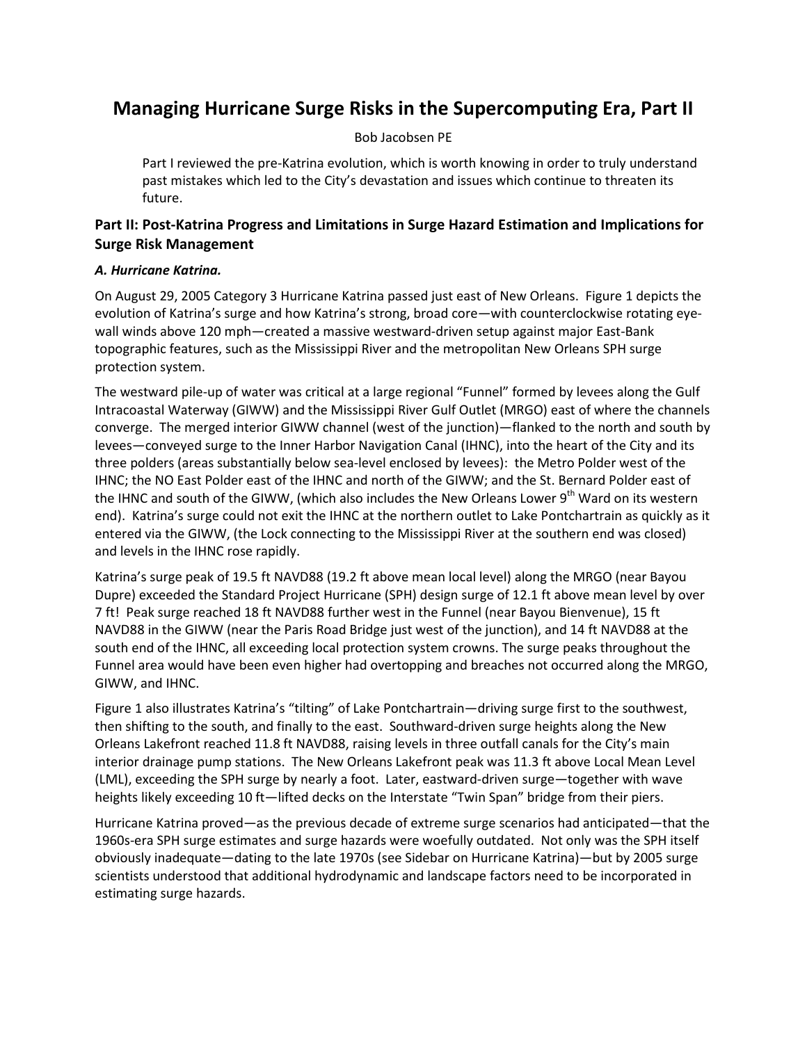# Managing Hurricane Surge Risks in the Supercomputing Era, Part II

Bob Jacobsen PE

> Part I reviewed the pre-Katrina evolution, which is worth knowing in order to truly understand past mistakes which led to the City's devastation and issues which continue to threaten its future.

## Part II: Post-Katrina Progress and Limitations in Surge Hazard Estimation and Implications for Surge Risk Management

### *A. Hurricane Katrina.*

On August 29, 2005 Category 3 Hurricane Katrina passed just east of New Orleans. Figure 1 depicts the evolution of Katrina's surge and how Katrina's strong, broad core—with counterclockwise rotating eye-wall winds above 120 mph—created a massive westward-driven setup against major East-Bank topographic features, such as the Mississippi River and the metropolitan New Orleans SPH surge protection system.

The westward pile-up of water was critical at a large regional "Funnel" formed by levees along the Gulf Intracoastal Waterway (GIWW) and the Mississippi River Gulf Outlet (MRGO) east of where the channels converge. The merged interior GIWW channel (west of the junction)—flanked to the north and south by levees—conveyed surge to the Inner Harbor Navigation Canal (IHNC), into the heart of the City and its three polders (areas substantially below sea-level enclosed by levees): the Metro Polder west of the IHNC; the NO East Polder east of the IHNC and north of the GIWW; and the St. Bernard Polder east of the IHNC and south of the GIWW, (which also includes the New Orleans Lower 9th Ward on its western end). Katrina's surge could not exit the IHNC at the northern outlet to Lake Pontchartrain as quickly as it entered via the GIWW, (the Lock connecting to the Mississippi River at the southern end was closed) and levels in the IHNC rose rapidly.

Katrina's surge peak of 19.5 ft NAVD88 (19.2 ft above mean local level) along the MRGO (near Bayou Dupre) exceeded the Standard Project Hurricane (SPH) design surge of 12.1 ft above mean level by over 7 ft! Peak surge reached 18 ft NAVD88 further west in the Funnel (near Bayou Bienvenue), 15 ft NAVD88 in the GIWW (near the Paris Road Bridge just west of the junction), and 14 ft NAVD88 at the south end of the IHNC, all exceeding local protection system crowns. The surge peaks throughout the Funnel area would have been even higher had overtopping and breaches not occurred along the MRGO, GIWW, and IHNC.

Figure 1 also illustrates Katrina's "tilting" of Lake Pontchartrain—driving surge first to the southwest, then shifting to the south, and finally to the east. Southward-driven surge heights along the New Orleans Lakefront reached 11.8 ft NAVD88, raising levels in three outfall canals for the City's main interior drainage pump stations. The New Orleans Lakefront peak was 11.3 ft above Local Mean Level (LML), exceeding the SPH surge by nearly a foot. Later, eastward-driven surge—together with wave heights likely exceeding 10 ft—lifted decks on the Interstate "Twin Span" bridge from their piers.

Hurricane Katrina proved—as the previous decade of extreme surge scenarios had anticipated—that the 1960s-era SPH surge estimates and surge hazards were woefully outdated. Not only was the SPH itself obviously inadequate—dating to the late 1970s (see Sidebar on Hurricane Katrina)—but by 2005 surge scientists understood that additional hydrodynamic and landscape factors need to be incorporated in estimating surge hazards.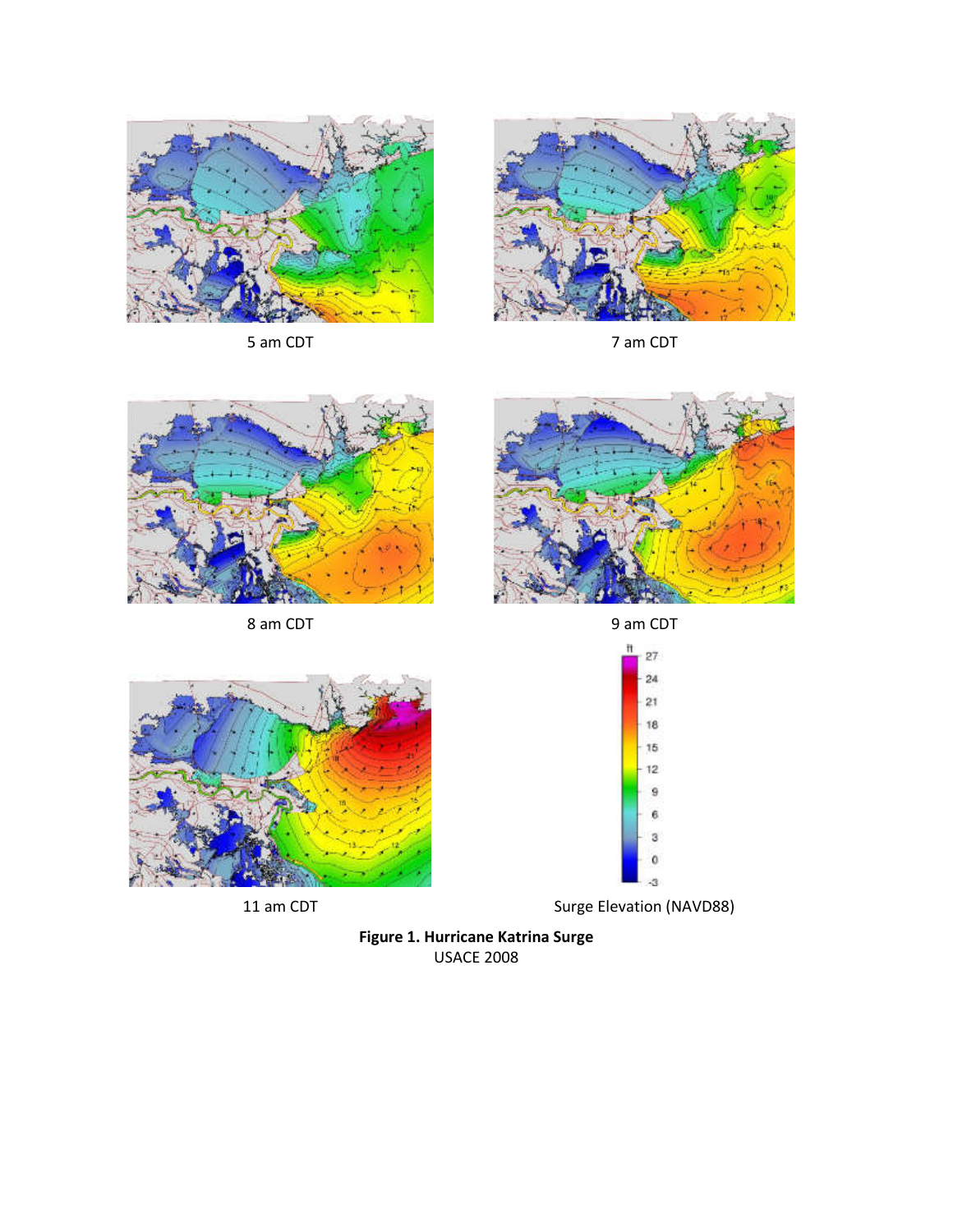5 am CDT

7 am CDT

8 am CDT

9 am CDT

11 am CDT

Surge Elevation (NAVD88)

**Figure 1. Hurricane Katrina Surge**
USACE 2008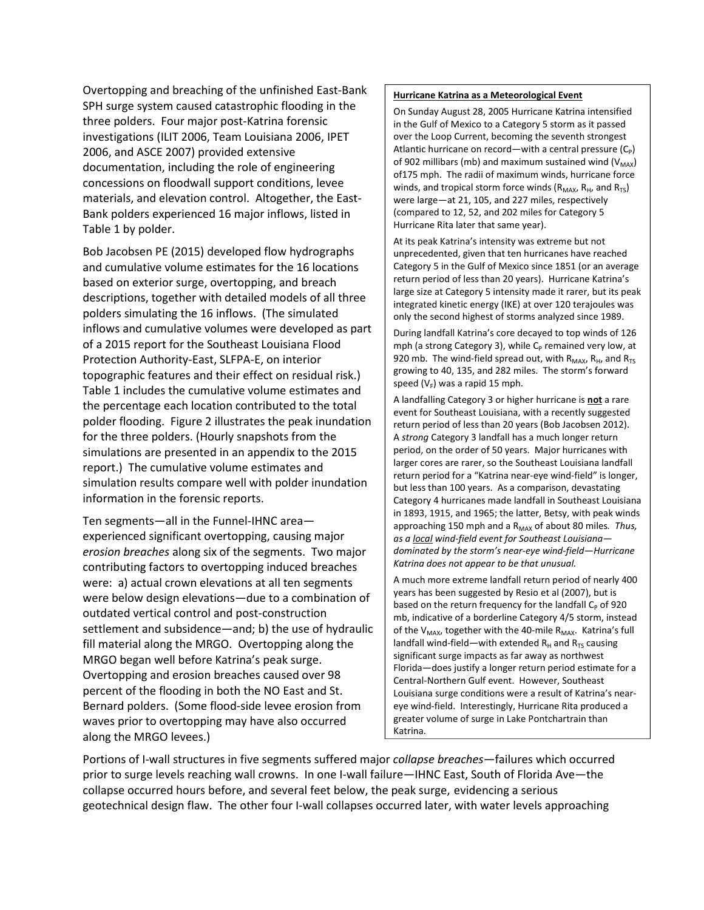Overtopping and breaching of the unfinished East-Bank SPH surge system caused catastrophic flooding in the three polders. Four major post-Katrina forensic investigations (ILIT 2006, Team Louisiana 2006, IPET 2006, and ASCE 2007) provided extensive documentation, including the role of engineering concessions on floodwall support conditions, levee materials, and elevation control. Altogether, the East-Bank polders experienced 16 major inflows, listed in Table 1 by polder.

Bob Jacobsen PE (2015) developed flow hydrographs and cumulative volume estimates for the 16 locations based on exterior surge, overtopping, and breach descriptions, together with detailed models of all three polders simulating the 16 inflows. (The simulated inflows and cumulative volumes were developed as part of a 2015 report for the Southeast Louisiana Flood Protection Authority-East, SLFPA-E, on interior topographic features and their effect on residual risk.) Table 1 includes the cumulative volume estimates and the percentage each location contributed to the total polder flooding. Figure 2 illustrates the peak inundation for the three polders. (Hourly snapshots from the simulations are presented in an appendix to the 2015 report.) The cumulative volume estimates and simulation results compare well with polder inundation information in the forensic reports.

Ten segments—all in the Funnel-IHNC area—experienced significant overtopping, causing major *erosion breaches* along six of the segments. Two major contributing factors to overtopping induced breaches were: a) actual crown elevations at all ten segments were below design elevations—due to a combination of outdated vertical control and post-construction settlement and subsidence—and; b) the use of hydraulic fill material along the MRGO. Overtopping along the MRGO began well before Katrina's peak surge. Overtopping and erosion breaches caused over 98 percent of the flooding in both the NO East and St. Bernard polders. (Some flood-side levee erosion from waves prior to overtopping may have also occurred along the MRGO levees.)

**Hurricane Katrina as a Meteorological Event**

On Sunday August 28, 2005 Hurricane Katrina intensified in the Gulf of Mexico to a Category 5 storm as it passed over the Loop Current, becoming the seventh strongest Atlantic hurricane on record—with a central pressure ($C_P$) of 902 millibars (mb) and maximum sustained wind ($V_{MAX}$) of175 mph. The radii of maximum winds, hurricane force winds, and tropical storm force winds ($R_{MAX}$, $R_H$, and $R_{TS}$) were large—at 21, 105, and 227 miles, respectively (compared to 12, 52, and 202 miles for Category 5 Hurricane Rita later that same year).

At its peak Katrina's intensity was extreme but not unprecedented, given that ten hurricanes have reached Category 5 in the Gulf of Mexico since 1851 (or an average return period of less than 20 years). Hurricane Katrina's large size at Category 5 intensity made it rarer, but its peak integrated kinetic energy (IKE) at over 120 terajoules was only the second highest of storms analyzed since 1989.

During landfall Katrina's core decayed to top winds of 126 mph (a strong Category 3), while $C_P$ remained very low, at 920 mb. The wind-field spread out, with $R_{MAX}$, $R_H$, and $R_{TS}$ growing to 40, 135, and 282 miles. The storm's forward speed ($V_F$) was a rapid 15 mph.

A landfalling Category 3 or higher hurricane is <u>**not**</u> a rare event for Southeast Louisiana, with a recently suggested return period of less than 20 years (Bob Jacobsen 2012). A *strong* Category 3 landfall has a much longer return period, on the order of 50 years. Major hurricanes with larger cores are rarer, so the Southeast Louisiana landfall return period for a "Katrina near-eye wind-field" is longer, but less than 100 years. As a comparison, devastating Category 4 hurricanes made landfall in Southeast Louisiana in 1893, 1915, and 1965; the latter, Betsy, with peak winds approaching 150 mph and a $R_{MAX}$ of about 80 miles. *Thus, as a <u>local</u> wind-field event for Southeast Louisiana—dominated by the storm's near-eye wind-field—Hurricane Katrina does not appear to be that unusual.*

A much more extreme landfall return period of nearly 400 years has been suggested by Resio et al (2007), but is based on the return frequency for the landfall $C_P$ of 920 mb, indicative of a borderline Category 4/5 storm, instead of the $V_{MAX}$, together with the 40-mile $R_{MAX}$. Katrina's full landfall wind-field—with extended $R_H$ and $R_{TS}$ causing significant surge impacts as far away as northwest Florida—does justify a longer return period estimate for a Central-Northern Gulf event. However, Southeast Louisiana surge conditions were a result of Katrina's near-eye wind-field. Interestingly, Hurricane Rita produced a greater volume of surge in Lake Pontchartrain than Katrina.

Portions of I-wall structures in five segments suffered major *collapse breaches*—failures which occurred prior to surge levels reaching wall crowns. In one I-wall failure—IHNC East, South of Florida Ave—the collapse occurred hours before, and several feet below, the peak surge, evidencing a serious geotechnical design flaw. The other four I-wall collapses occurred later, with water levels approaching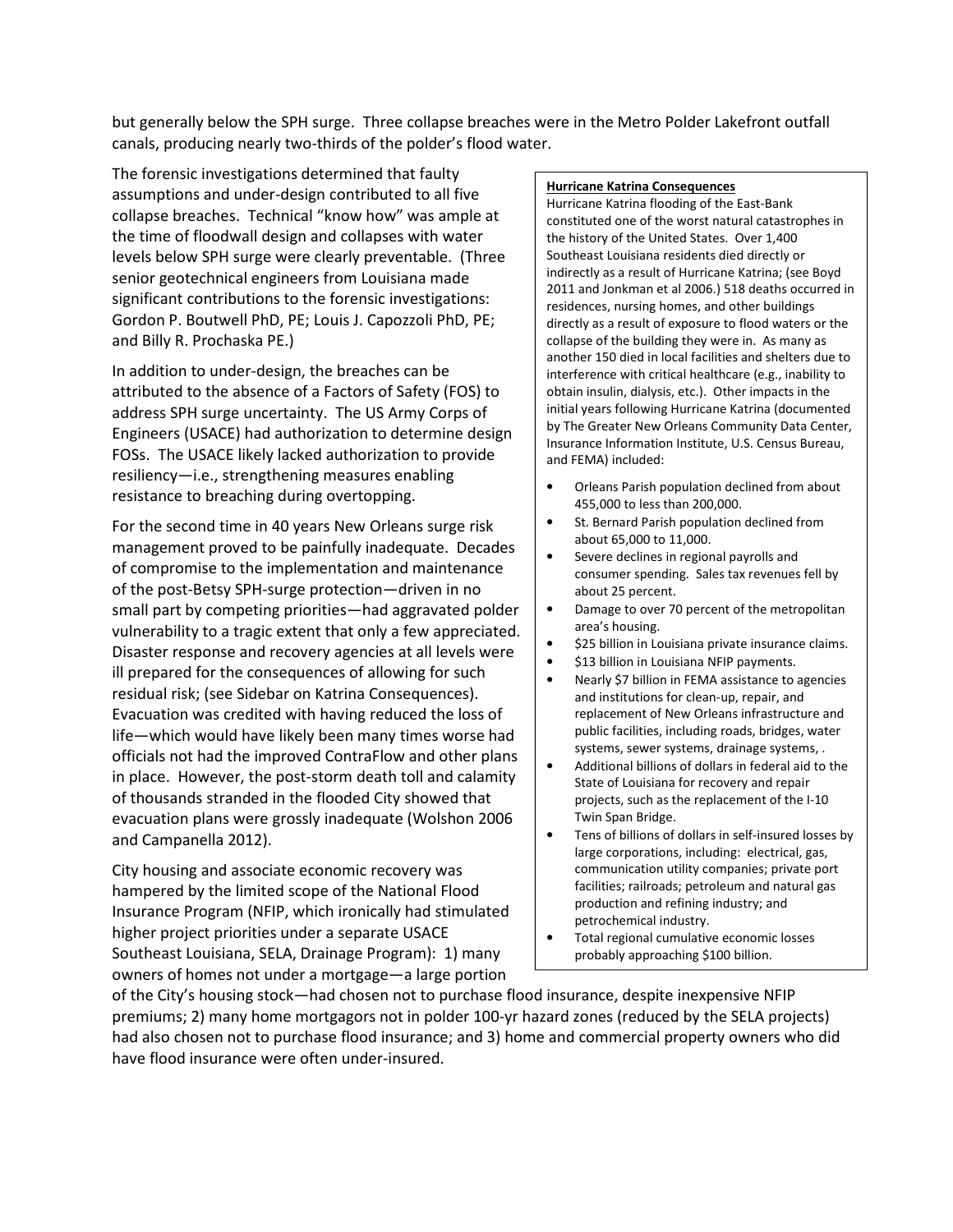but generally below the SPH surge. Three collapse breaches were in the Metro Polder Lakefront outfall canals, producing nearly two-thirds of the polder's flood water.

The forensic investigations determined that faulty assumptions and under-design contributed to all five collapse breaches. Technical "know how" was ample at the time of floodwall design and collapses with water levels below SPH surge were clearly preventable. (Three senior geotechnical engineers from Louisiana made significant contributions to the forensic investigations: Gordon P. Boutwell PhD, PE; Louis J. Capozzoli PhD, PE; and Billy R. Prochaska PE.)

In addition to under-design, the breaches can be attributed to the absence of a Factors of Safety (FOS) to address SPH surge uncertainty. The US Army Corps of Engineers (USACE) had authorization to determine design FOSs. The USACE likely lacked authorization to provide resiliency—i.e., strengthening measures enabling resistance to breaching during overtopping.

For the second time in 40 years New Orleans surge risk management proved to be painfully inadequate. Decades of compromise to the implementation and maintenance of the post-Betsy SPH-surge protection—driven in no small part by competing priorities—had aggravated polder vulnerability to a tragic extent that only a few appreciated. Disaster response and recovery agencies at all levels were ill prepared for the consequences of allowing for such residual risk; (see Sidebar on Katrina Consequences). Evacuation was credited with having reduced the loss of life—which would have likely been many times worse had officials not had the improved ContraFlow and other plans in place. However, the post-storm death toll and calamity of thousands stranded in the flooded City showed that evacuation plans were grossly inadequate (Wolshon 2006 and Campanella 2012).

City housing and associate economic recovery was hampered by the limited scope of the National Flood Insurance Program (NFIP, which ironically had stimulated higher project priorities under a separate USACE Southeast Louisiana, SELA, Drainage Program): 1) many owners of homes not under a mortgage—a large portion of the City's housing stock—had chosen not to purchase flood insurance, despite inexpensive NFIP premiums; 2) many home mortgagors not in polder 100-yr hazard zones (reduced by the SELA projects) had also chosen not to purchase flood insurance; and 3) home and commercial property owners who did have flood insurance were often under-insured.

**Hurricane Katrina Consequences**

Hurricane Katrina flooding of the East-Bank constituted one of the worst natural catastrophes in the history of the United States. Over 1,400 Southeast Louisiana residents died directly or indirectly as a result of Hurricane Katrina; (see Boyd 2011 and Jonkman et al 2006.) 518 deaths occurred in residences, nursing homes, and other buildings directly as a result of exposure to flood waters or the collapse of the building they were in. As many as another 150 died in local facilities and shelters due to interference with critical healthcare (e.g., inability to obtain insulin, dialysis, etc.). Other impacts in the initial years following Hurricane Katrina (documented by The Greater New Orleans Community Data Center, Insurance Information Institute, U.S. Census Bureau, and FEMA) included:

- Orleans Parish population declined from about 455,000 to less than 200,000.
- St. Bernard Parish population declined from about 65,000 to 11,000.
- Severe declines in regional payrolls and consumer spending. Sales tax revenues fell by about 25 percent.
- Damage to over 70 percent of the metropolitan area's housing.
- $25 billion in Louisiana private insurance claims.
- $13 billion in Louisiana NFIP payments.
- Nearly $7 billion in FEMA assistance to agencies and institutions for clean-up, repair, and replacement of New Orleans infrastructure and public facilities, including roads, bridges, water systems, sewer systems, drainage systems, .
- Additional billions of dollars in federal aid to the State of Louisiana for recovery and repair projects, such as the replacement of the I-10 Twin Span Bridge.
- Tens of billions of dollars in self-insured losses by large corporations, including: electrical, gas, communication utility companies; private port facilities; railroads; petroleum and natural gas production and refining industry; and petrochemical industry.
- Total regional cumulative economic losses probably approaching $100 billion.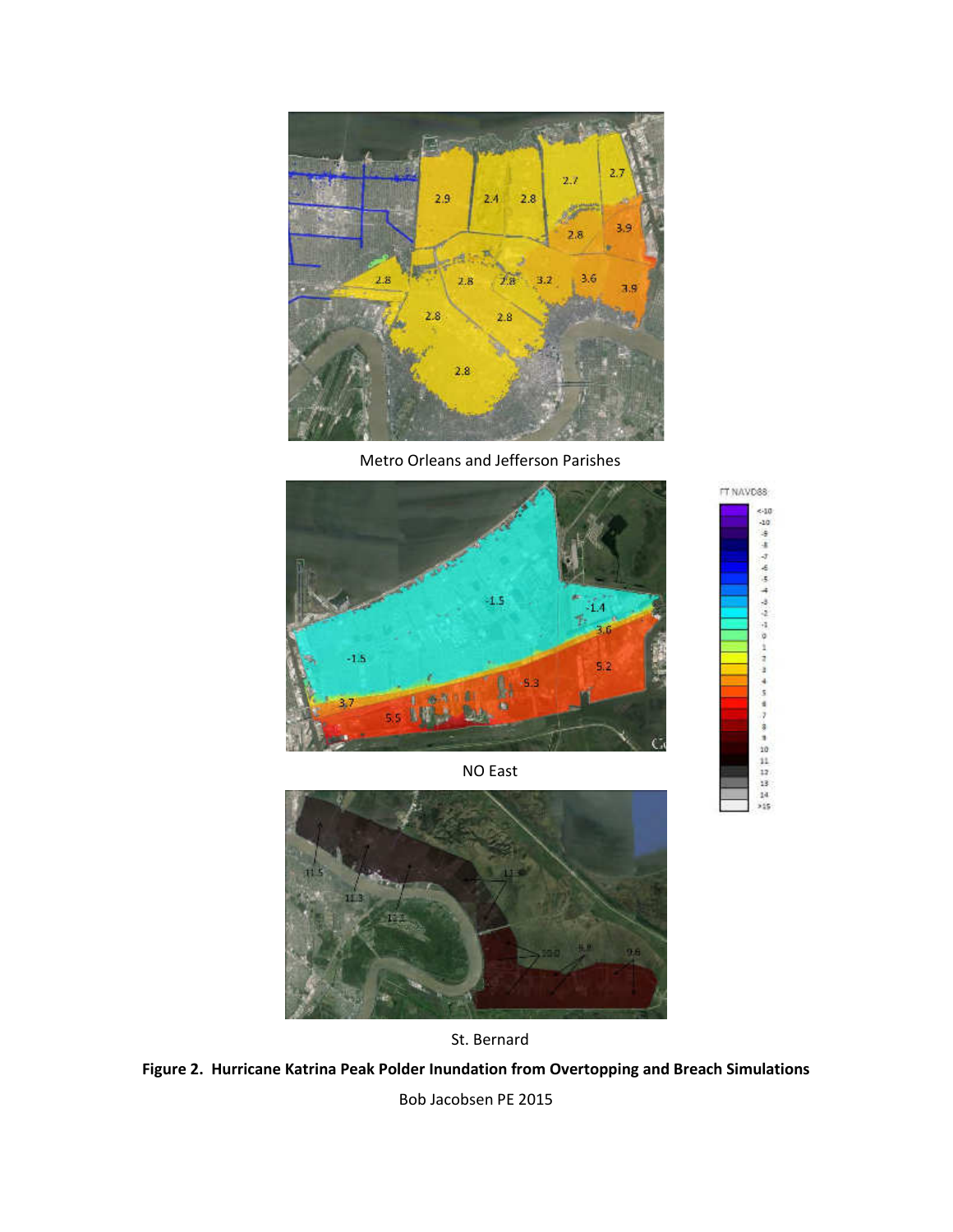Metro Orleans and Jefferson Parishes

NO East

St. Bernard

**Figure 2. Hurricane Katrina Peak Polder Inundation from Overtopping and Breach Simulations**

Bob Jacobsen PE 2015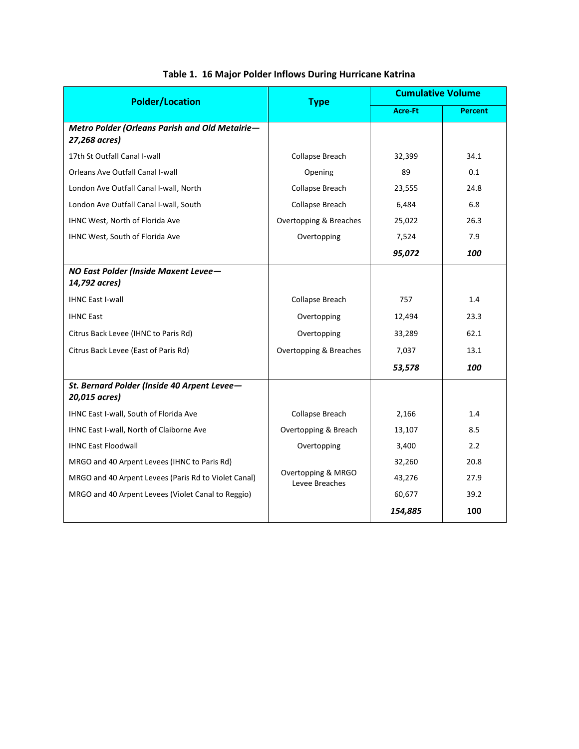**Table 1. 16 Major Polder Inflows During Hurricane Katrina**

| Polder/Location | Type | Cumulative Volume | |
|---|---|---|---|
| | | Acre-Ft | Percent |
| ***Metro Polder (Orleans Parish and Old Metairie—27,268 acres)*** | | | |
| 17th St Outfall Canal I-wall | Collapse Breach | 32,399 | 34.1 |
| Orleans Ave Outfall Canal I-wall | Opening | 89 | 0.1 |
| London Ave Outfall Canal I-wall, North | Collapse Breach | 23,555 | 24.8 |
| London Ave Outfall Canal I-wall, South | Collapse Breach | 6,484 | 6.8 |
| IHNC West, North of Florida Ave | Overtopping & Breaches | 25,022 | 26.3 |
| IHNC West, South of Florida Ave | Overtopping | 7,524 | 7.9 |
| | | ***95,072*** | ***100*** |
| ***NO East Polder (Inside Maxent Levee—14,792 acres)*** | | | |
| IHNC East I-wall | Collapse Breach | 757 | 1.4 |
| IHNC East | Overtopping | 12,494 | 23.3 |
| Citrus Back Levee (IHNC to Paris Rd) | Overtopping | 33,289 | 62.1 |
| Citrus Back Levee (East of Paris Rd) | Overtopping & Breaches | 7,037 | 13.1 |
| | | ***53,578*** | ***100*** |
| ***St. Bernard Polder (Inside 40 Arpent Levee—20,015 acres)*** | | | |
| IHNC East I-wall, South of Florida Ave | Collapse Breach | 2,166 | 1.4 |
| IHNC East I-wall, North of Claiborne Ave | Overtopping & Breach | 13,107 | 8.5 |
| IHNC East Floodwall | Overtopping | 3,400 | 2.2 |
| MRGO and 40 Arpent Levees (IHNC to Paris Rd) | Overtopping & MRGO Levee Breaches | 32,260 | 20.8 |
| MRGO and 40 Arpent Levees (Paris Rd to Violet Canal) | | 43,276 | 27.9 |
| MRGO and 40 Arpent Levees (Violet Canal to Reggio) | | 60,677 | 39.2 |
| | | ***154,885*** | **100** |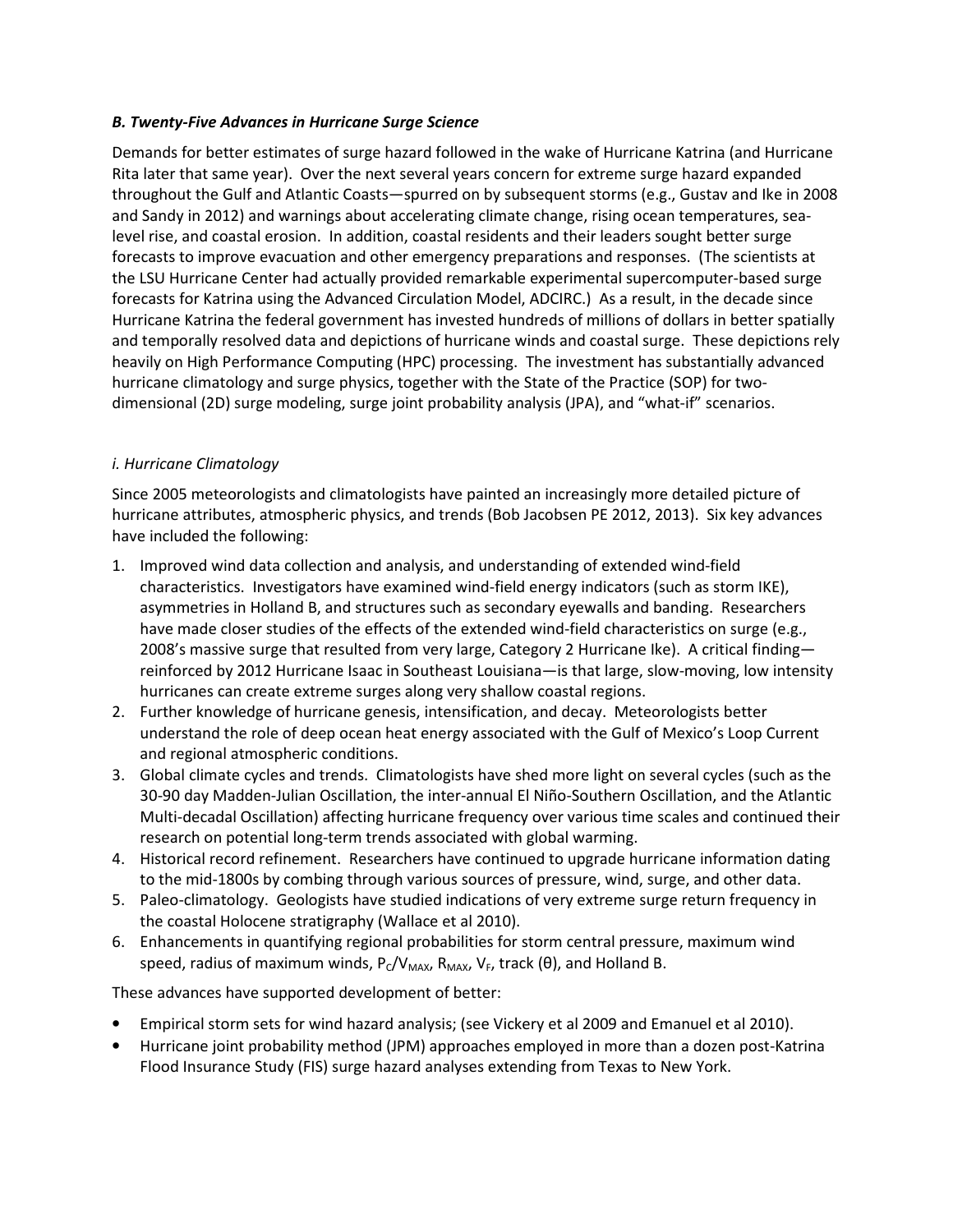***B. Twenty-Five Advances in Hurricane Surge Science***

Demands for better estimates of surge hazard followed in the wake of Hurricane Katrina (and Hurricane Rita later that same year). Over the next several years concern for extreme surge hazard expanded throughout the Gulf and Atlantic Coasts—spurred on by subsequent storms (e.g., Gustav and Ike in 2008 and Sandy in 2012) and warnings about accelerating climate change, rising ocean temperatures, sea-level rise, and coastal erosion. In addition, coastal residents and their leaders sought better surge forecasts to improve evacuation and other emergency preparations and responses. (The scientists at the LSU Hurricane Center had actually provided remarkable experimental supercomputer-based surge forecasts for Katrina using the Advanced Circulation Model, ADCIRC.) As a result, in the decade since Hurricane Katrina the federal government has invested hundreds of millions of dollars in better spatially and temporally resolved data and depictions of hurricane winds and coastal surge. These depictions rely heavily on High Performance Computing (HPC) processing. The investment has substantially advanced hurricane climatology and surge physics, together with the State of the Practice (SOP) for two-dimensional (2D) surge modeling, surge joint probability analysis (JPA), and "what-if" scenarios.

*i. Hurricane Climatology*

Since 2005 meteorologists and climatologists have painted an increasingly more detailed picture of hurricane attributes, atmospheric physics, and trends (Bob Jacobsen PE 2012, 2013). Six key advances have included the following:

1. Improved wind data collection and analysis, and understanding of extended wind-field characteristics. Investigators have examined wind-field energy indicators (such as storm IKE), asymmetries in Holland B, and structures such as secondary eyewalls and banding. Researchers have made closer studies of the effects of the extended wind-field characteristics on surge (e.g., 2008's massive surge that resulted from very large, Category 2 Hurricane Ike). A critical finding—reinforced by 2012 Hurricane Isaac in Southeast Louisiana—is that large, slow-moving, low intensity hurricanes can create extreme surges along very shallow coastal regions.
2. Further knowledge of hurricane genesis, intensification, and decay. Meteorologists better understand the role of deep ocean heat energy associated with the Gulf of Mexico's Loop Current and regional atmospheric conditions.
3. Global climate cycles and trends. Climatologists have shed more light on several cycles (such as the 30-90 day Madden-Julian Oscillation, the inter-annual El Niño-Southern Oscillation, and the Atlantic Multi-decadal Oscillation) affecting hurricane frequency over various time scales and continued their research on potential long-term trends associated with global warming.
4. Historical record refinement. Researchers have continued to upgrade hurricane information dating to the mid-1800s by combing through various sources of pressure, wind, surge, and other data.
5. Paleo-climatology. Geologists have studied indications of very extreme surge return frequency in the coastal Holocene stratigraphy (Wallace et al 2010).
6. Enhancements in quantifying regional probabilities for storm central pressure, maximum wind speed, radius of maximum winds, $P_C/V_{MAX}$, $R_{MAX}$, $V_F$, track ($\theta$), and Holland B.

These advances have supported development of better:

- Empirical storm sets for wind hazard analysis; (see Vickery et al 2009 and Emanuel et al 2010).
- Hurricane joint probability method (JPM) approaches employed in more than a dozen post-Katrina Flood Insurance Study (FIS) surge hazard analyses extending from Texas to New York.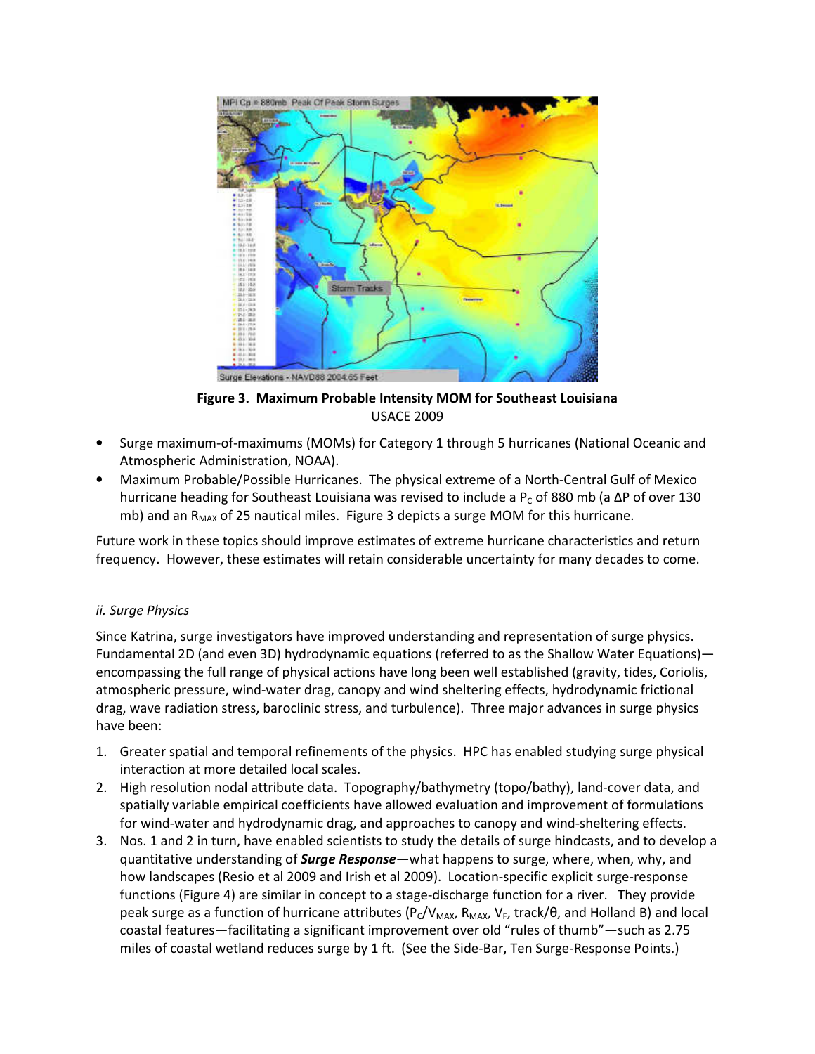**Figure 3. Maximum Probable Intensity MOM for Southeast Louisiana**
USACE 2009

- Surge maximum-of-maximums (MOMs) for Category 1 through 5 hurricanes (National Oceanic and Atmospheric Administration, NOAA).
- Maximum Probable/Possible Hurricanes. The physical extreme of a North-Central Gulf of Mexico hurricane heading for Southeast Louisiana was revised to include a $P_C$ of 880 mb (a ΔP of over 130 mb) and an $R_{MAX}$ of 25 nautical miles. Figure 3 depicts a surge MOM for this hurricane.

Future work in these topics should improve estimates of extreme hurricane characteristics and return frequency. However, these estimates will retain considerable uncertainty for many decades to come.

*ii. Surge Physics*

Since Katrina, surge investigators have improved understanding and representation of surge physics. Fundamental 2D (and even 3D) hydrodynamic equations (referred to as the Shallow Water Equations)—encompassing the full range of physical actions have long been well established (gravity, tides, Coriolis, atmospheric pressure, wind-water drag, canopy and wind sheltering effects, hydrodynamic frictional drag, wave radiation stress, baroclinic stress, and turbulence). Three major advances in surge physics have been:

1. Greater spatial and temporal refinements of the physics. HPC has enabled studying surge physical interaction at more detailed local scales.
2. High resolution nodal attribute data. Topography/bathymetry (topo/bathy), land-cover data, and spatially variable empirical coefficients have allowed evaluation and improvement of formulations for wind-water and hydrodynamic drag, and approaches to canopy and wind-sheltering effects.
3. Nos. 1 and 2 in turn, have enabled scientists to study the details of surge hindcasts, and to develop a quantitative understanding of ***Surge Response***—what happens to surge, where, when, why, and how landscapes (Resio et al 2009 and Irish et al 2009). Location-specific explicit surge-response functions (Figure 4) are similar in concept to a stage-discharge function for a river. They provide peak surge as a function of hurricane attributes ($P_C/V_{MAX}$, $R_{MAX}$, $V_F$, track/θ, and Holland B) and local coastal features—facilitating a significant improvement over old "rules of thumb"—such as 2.75 miles of coastal wetland reduces surge by 1 ft. (See the Side-Bar, Ten Surge-Response Points.)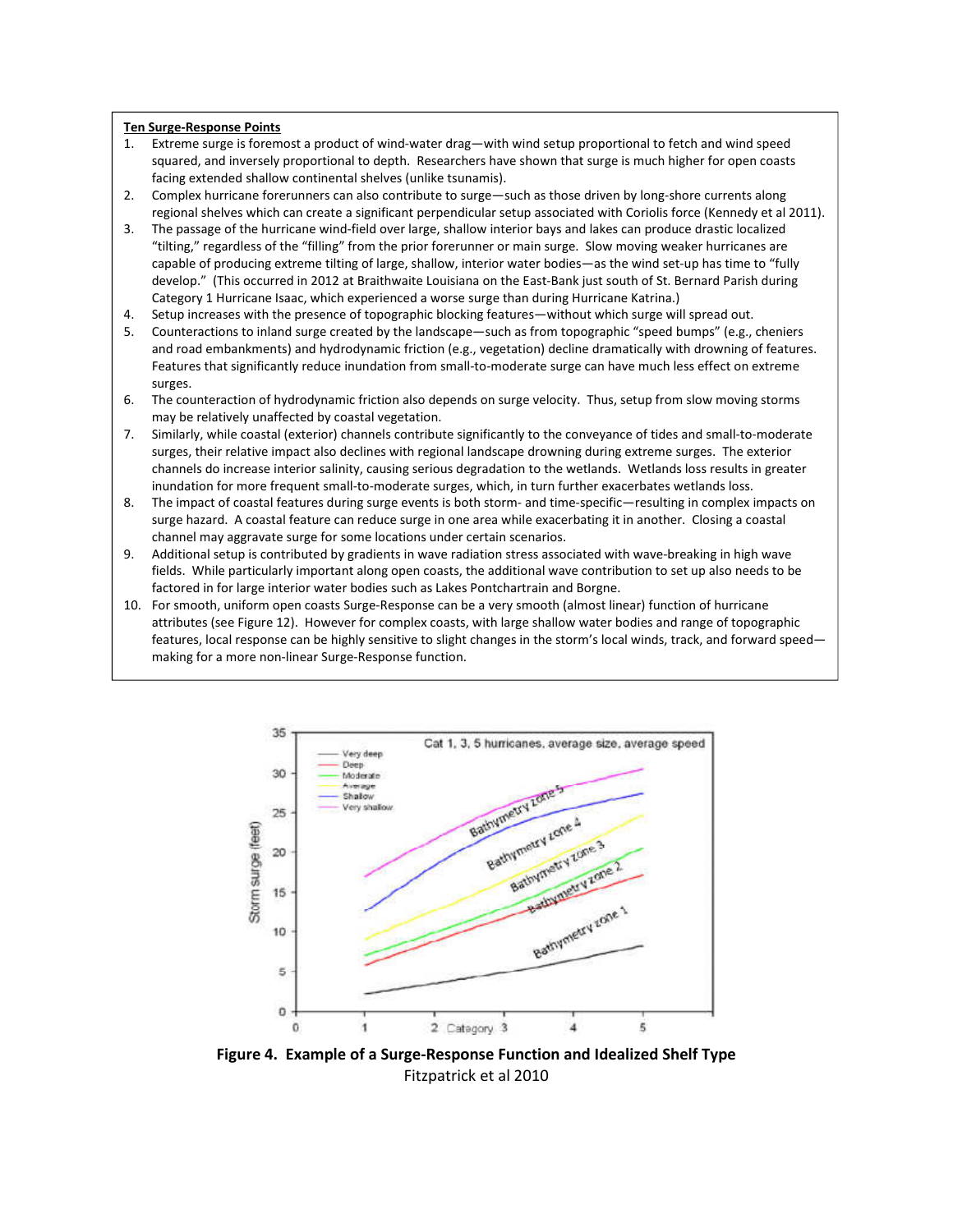**Ten Surge-Response Points**

1. Extreme surge is foremost a product of wind-water drag—with wind setup proportional to fetch and wind speed squared, and inversely proportional to depth. Researchers have shown that surge is much higher for open coasts facing extended shallow continental shelves (unlike tsunamis).
2. Complex hurricane forerunners can also contribute to surge—such as those driven by long-shore currents along regional shelves which can create a significant perpendicular setup associated with Coriolis force (Kennedy et al 2011).
3. The passage of the hurricane wind-field over large, shallow interior bays and lakes can produce drastic localized "tilting," regardless of the "filling" from the prior forerunner or main surge. Slow moving weaker hurricanes are capable of producing extreme tilting of large, shallow, interior water bodies—as the wind set-up has time to "fully develop." (This occurred in 2012 at Braithwaite Louisiana on the East-Bank just south of St. Bernard Parish during Category 1 Hurricane Isaac, which experienced a worse surge than during Hurricane Katrina.)
4. Setup increases with the presence of topographic blocking features—without which surge will spread out.
5. Counteractions to inland surge created by the landscape—such as from topographic "speed bumps" (e.g., cheniers and road embankments) and hydrodynamic friction (e.g., vegetation) decline dramatically with drowning of features. Features that significantly reduce inundation from small-to-moderate surge can have much less effect on extreme surges.
6. The counteraction of hydrodynamic friction also depends on surge velocity. Thus, setup from slow moving storms may be relatively unaffected by coastal vegetation.
7. Similarly, while coastal (exterior) channels contribute significantly to the conveyance of tides and small-to-moderate surges, their relative impact also declines with regional landscape drowning during extreme surges. The exterior channels do increase interior salinity, causing serious degradation to the wetlands. Wetlands loss results in greater inundation for more frequent small-to-moderate surges, which, in turn further exacerbates wetlands loss.
8. The impact of coastal features during surge events is both storm- and time-specific—resulting in complex impacts on surge hazard. A coastal feature can reduce surge in one area while exacerbating it in another. Closing a coastal channel may aggravate surge for some locations under certain scenarios.
9. Additional setup is contributed by gradients in wave radiation stress associated with wave-breaking in high wave fields. While particularly important along open coasts, the additional wave contribution to set up also needs to be factored in for large interior water bodies such as Lakes Pontchartrain and Borgne.
10. For smooth, uniform open coasts Surge-Response can be a very smooth (almost linear) function of hurricane attributes (see Figure 12). However for complex coasts, with large shallow water bodies and range of topographic features, local response can be highly sensitive to slight changes in the storm's local winds, track, and forward speed—making for a more non-linear Surge-Response function.

**Figure 4. Example of a Surge-Response Function and Idealized Shelf Type**

Fitzpatrick et al 2010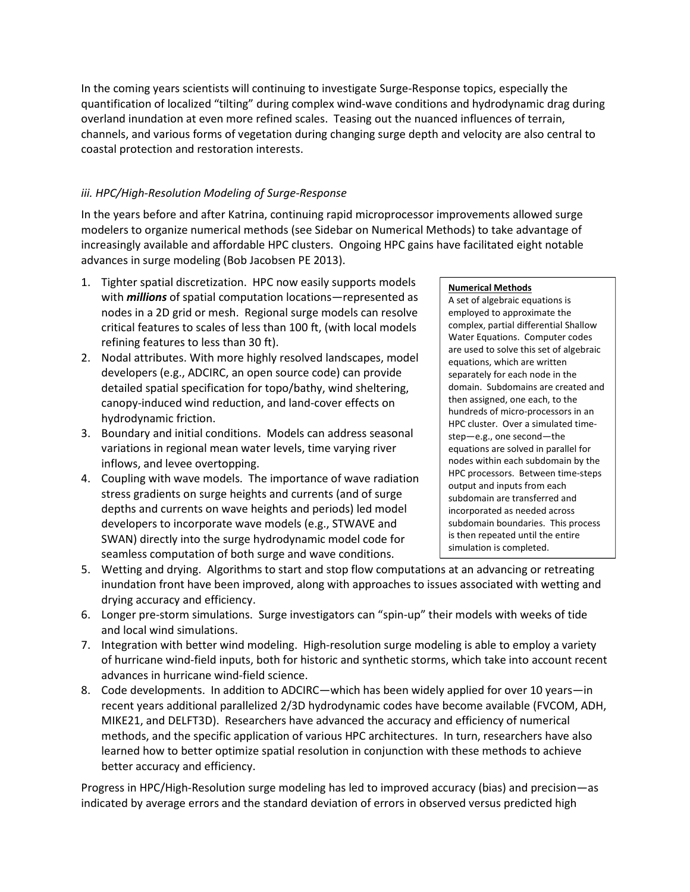In the coming years scientists will continuing to investigate Surge-Response topics, especially the quantification of localized "tilting" during complex wind-wave conditions and hydrodynamic drag during overland inundation at even more refined scales. Teasing out the nuanced influences of terrain, channels, and various forms of vegetation during changing surge depth and velocity are also central to coastal protection and restoration interests.

### *iii. HPC/High-Resolution Modeling of Surge-Response*

In the years before and after Katrina, continuing rapid microprocessor improvements allowed surge modelers to organize numerical methods (see Sidebar on Numerical Methods) to take advantage of increasingly available and affordable HPC clusters. Ongoing HPC gains have facilitated eight notable advances in surge modeling (Bob Jacobsen PE 2013).

1. Tighter spatial discretization. HPC now easily supports models with ***millions*** of spatial computation locations—represented as nodes in a 2D grid or mesh. Regional surge models can resolve critical features to scales of less than 100 ft, (with local models refining features to less than 30 ft).
2. Nodal attributes. With more highly resolved landscapes, model developers (e.g., ADCIRC, an open source code) can provide detailed spatial specification for topo/bathy, wind sheltering, canopy-induced wind reduction, and land-cover effects on hydrodynamic friction.
3. Boundary and initial conditions. Models can address seasonal variations in regional mean water levels, time varying river inflows, and levee overtopping.
4. Coupling with wave models. The importance of wave radiation stress gradients on surge heights and currents (and of surge depths and currents on wave heights and periods) led model developers to incorporate wave models (e.g., STWAVE and SWAN) directly into the surge hydrodynamic model code for seamless computation of both surge and wave conditions.
5. Wetting and drying. Algorithms to start and stop flow computations at an advancing or retreating inundation front have been improved, along with approaches to issues associated with wetting and drying accuracy and efficiency.
6. Longer pre-storm simulations. Surge investigators can "spin-up" their models with weeks of tide and local wind simulations.
7. Integration with better wind modeling. High-resolution surge modeling is able to employ a variety of hurricane wind-field inputs, both for historic and synthetic storms, which take into account recent advances in hurricane wind-field science.
8. Code developments. In addition to ADCIRC—which has been widely applied for over 10 years—in recent years additional parallelized 2/3D hydrodynamic codes have become available (FVCOM, ADH, MIKE21, and DELFT3D). Researchers have advanced the accuracy and efficiency of numerical methods, and the specific application of various HPC architectures. In turn, researchers have also learned how to better optimize spatial resolution in conjunction with these methods to achieve better accuracy and efficiency.

> **Numerical Methods**
> A set of algebraic equations is employed to approximate the complex, partial differential Shallow Water Equations. Computer codes are used to solve this set of algebraic equations, which are written separately for each node in the domain. Subdomains are created and then assigned, one each, to the hundreds of micro-processors in an HPC cluster. Over a simulated time-step—e.g., one second—the equations are solved in parallel for nodes within each subdomain by the HPC processors. Between time-steps output and inputs from each subdomain are transferred and incorporated as needed across subdomain boundaries. This process is then repeated until the entire simulation is completed.

Progress in HPC/High-Resolution surge modeling has led to improved accuracy (bias) and precision—as indicated by average errors and the standard deviation of errors in observed versus predicted high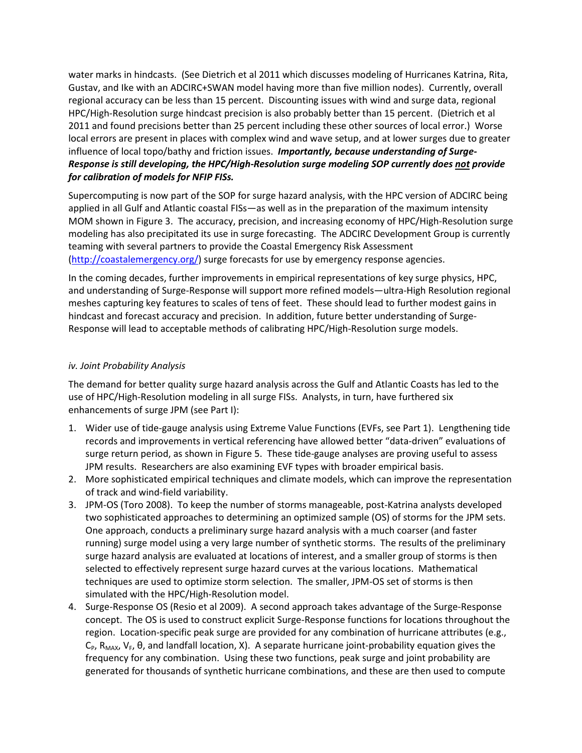water marks in hindcasts. (See Dietrich et al 2011 which discusses modeling of Hurricanes Katrina, Rita, Gustav, and Ike with an ADCIRC+SWAN model having more than five million nodes). Currently, overall regional accuracy can be less than 15 percent. Discounting issues with wind and surge data, regional HPC/High-Resolution surge hindcast precision is also probably better than 15 percent. (Dietrich et al 2011 and found precisions better than 25 percent including these other sources of local error.) Worse local errors are present in places with complex wind and wave setup, and at lower surges due to greater influence of local topo/bathy and friction issues. ***Importantly, because understanding of Surge-Response is still developing, the HPC/High-Resolution surge modeling SOP currently does not provide for calibration of models for NFIP FISs.***

Supercomputing is now part of the SOP for surge hazard analysis, with the HPC version of ADCIRC being applied in all Gulf and Atlantic coastal FISs—as well as in the preparation of the maximum intensity MOM shown in Figure 3. The accuracy, precision, and increasing economy of HPC/High-Resolution surge modeling has also precipitated its use in surge forecasting. The ADCIRC Development Group is currently teaming with several partners to provide the Coastal Emergency Risk Assessment (http://coastalemergency.org/) surge forecasts for use by emergency response agencies.

In the coming decades, further improvements in empirical representations of key surge physics, HPC, and understanding of Surge-Response will support more refined models—ultra-High Resolution regional meshes capturing key features to scales of tens of feet. These should lead to further modest gains in hindcast and forecast accuracy and precision. In addition, future better understanding of Surge-Response will lead to acceptable methods of calibrating HPC/High-Resolution surge models.

*iv. Joint Probability Analysis*

The demand for better quality surge hazard analysis across the Gulf and Atlantic Coasts has led to the use of HPC/High-Resolution modeling in all surge FISs. Analysts, in turn, have furthered six enhancements of surge JPM (see Part I):

1. Wider use of tide-gauge analysis using Extreme Value Functions (EVFs, see Part 1). Lengthening tide records and improvements in vertical referencing have allowed better "data-driven" evaluations of surge return period, as shown in Figure 5. These tide-gauge analyses are proving useful to assess JPM results. Researchers are also examining EVF types with broader empirical basis.
2. More sophisticated empirical techniques and climate models, which can improve the representation of track and wind-field variability.
3. JPM-OS (Toro 2008). To keep the number of storms manageable, post-Katrina analysts developed two sophisticated approaches to determining an optimized sample (OS) of storms for the JPM sets. One approach, conducts a preliminary surge hazard analysis with a much coarser (and faster running) surge model using a very large number of synthetic storms. The results of the preliminary surge hazard analysis are evaluated at locations of interest, and a smaller group of storms is then selected to effectively represent surge hazard curves at the various locations. Mathematical techniques are used to optimize storm selection. The smaller, JPM-OS set of storms is then simulated with the HPC/High-Resolution model.
4. Surge-Response OS (Resio et al 2009). A second approach takes advantage of the Surge-Response concept. The OS is used to construct explicit Surge-Response functions for locations throughout the region. Location-specific peak surge are provided for any combination of hurricane attributes (e.g., $C_P$, $R_{MAX}$, $V_F$, $\theta$, and landfall location, X). A separate hurricane joint-probability equation gives the frequency for any combination. Using these two functions, peak surge and joint probability are generated for thousands of synthetic hurricane combinations, and these are then used to compute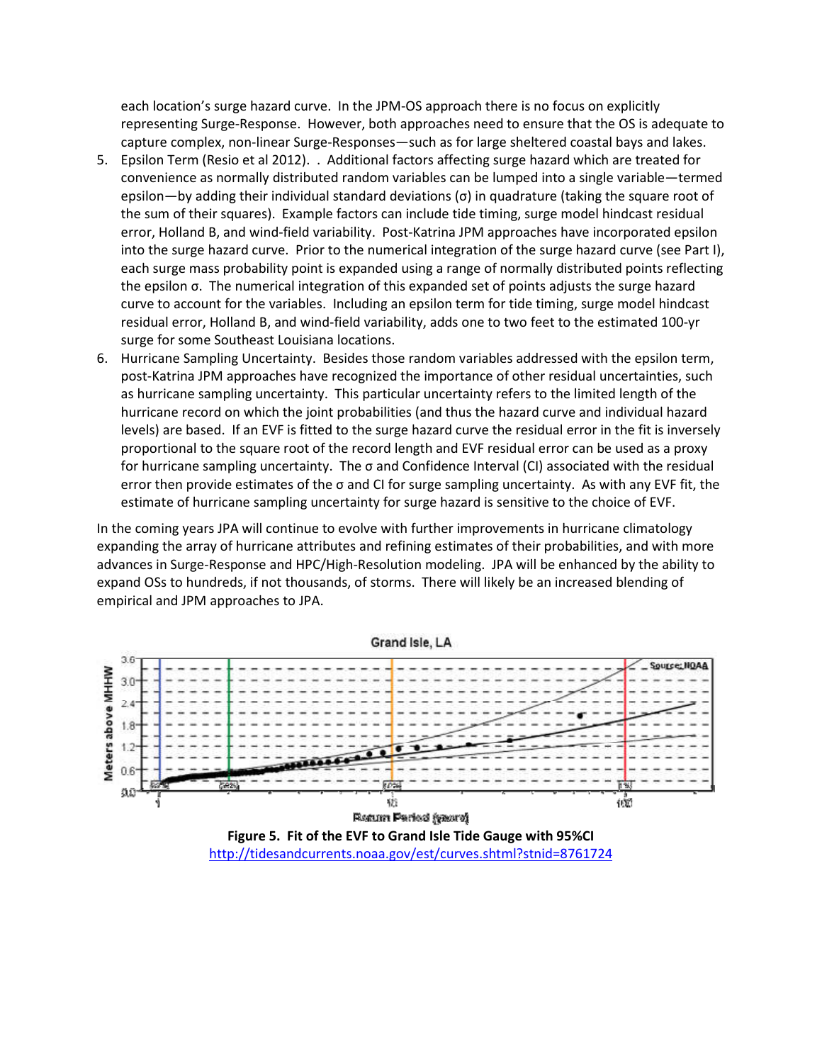each location's surge hazard curve. In the JPM-OS approach there is no focus on explicitly representing Surge-Response. However, both approaches need to ensure that the OS is adequate to capture complex, non-linear Surge-Responses—such as for large sheltered coastal bays and lakes.

5. Epsilon Term (Resio et al 2012). . Additional factors affecting surge hazard which are treated for convenience as normally distributed random variables can be lumped into a single variable—termed epsilon—by adding their individual standard deviations (σ) in quadrature (taking the square root of the sum of their squares). Example factors can include tide timing, surge model hindcast residual error, Holland B, and wind-field variability. Post-Katrina JPM approaches have incorporated epsilon into the surge hazard curve. Prior to the numerical integration of the surge hazard curve (see Part I), each surge mass probability point is expanded using a range of normally distributed points reflecting the epsilon σ. The numerical integration of this expanded set of points adjusts the surge hazard curve to account for the variables. Including an epsilon term for tide timing, surge model hindcast residual error, Holland B, and wind-field variability, adds one to two feet to the estimated 100-yr surge for some Southeast Louisiana locations.
6. Hurricane Sampling Uncertainty. Besides those random variables addressed with the epsilon term, post-Katrina JPM approaches have recognized the importance of other residual uncertainties, such as hurricane sampling uncertainty. This particular uncertainty refers to the limited length of the hurricane record on which the joint probabilities (and thus the hazard curve and individual hazard levels) are based. If an EVF is fitted to the surge hazard curve the residual error in the fit is inversely proportional to the square root of the record length and EVF residual error can be used as a proxy for hurricane sampling uncertainty. The σ and Confidence Interval (CI) associated with the residual error then provide estimates of the σ and CI for surge sampling uncertainty. As with any EVF fit, the estimate of hurricane sampling uncertainty for surge hazard is sensitive to the choice of EVF.

In the coming years JPA will continue to evolve with further improvements in hurricane climatology expanding the array of hurricane attributes and refining estimates of their probabilities, and with more advances in Surge-Response and HPC/High-Resolution modeling. JPA will be enhanced by the ability to expand OSs to hundreds, if not thousands, of storms. There will likely be an increased blending of empirical and JPM approaches to JPA.

**Figure 5. Fit of the EVF to Grand Isle Tide Gauge with 95%CI**
http://tidesandcurrents.noaa.gov/est/curves.shtml?stnid=8761724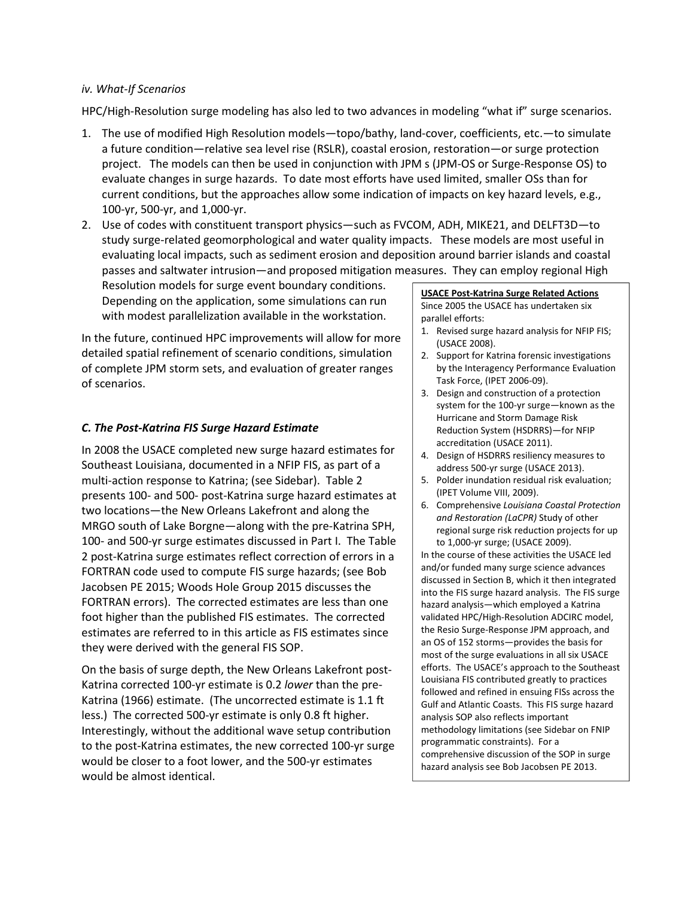*iv. What-If Scenarios*

HPC/High-Resolution surge modeling has also led to two advances in modeling "what if" surge scenarios.

1. The use of modified High Resolution models—topo/bathy, land-cover, coefficients, etc.—to simulate a future condition—relative sea level rise (RSLR), coastal erosion, restoration—or surge protection project. The models can then be used in conjunction with JPM s (JPM-OS or Surge-Response OS) to evaluate changes in surge hazards. To date most efforts have used limited, smaller OSs than for current conditions, but the approaches allow some indication of impacts on key hazard levels, e.g., 100-yr, 500-yr, and 1,000-yr.
2. Use of codes with constituent transport physics—such as FVCOM, ADH, MIKE21, and DELFT3D—to study surge-related geomorphological and water quality impacts. These models are most useful in evaluating local impacts, such as sediment erosion and deposition around barrier islands and coastal passes and saltwater intrusion—and proposed mitigation measures. They can employ regional High Resolution models for surge event boundary conditions. Depending on the application, some simulations can run with modest parallelization available in the workstation.

In the future, continued HPC improvements will allow for more detailed spatial refinement of scenario conditions, simulation of complete JPM storm sets, and evaluation of greater ranges of scenarios.

### *C. The Post-Katrina FIS Surge Hazard Estimate*

In 2008 the USACE completed new surge hazard estimates for Southeast Louisiana, documented in a NFIP FIS, as part of a multi-action response to Katrina; (see Sidebar). Table 2 presents 100- and 500- post-Katrina surge hazard estimates at two locations—the New Orleans Lakefront and along the MRGO south of Lake Borgne—along with the pre-Katrina SPH, 100- and 500-yr surge estimates discussed in Part I. The Table 2 post-Katrina surge estimates reflect correction of errors in a FORTRAN code used to compute FIS surge hazards; (see Bob Jacobsen PE 2015; Woods Hole Group 2015 discusses the FORTRAN errors). The corrected estimates are less than one foot higher than the published FIS estimates. The corrected estimates are referred to in this article as FIS estimates since they were derived with the general FIS SOP.

On the basis of surge depth, the New Orleans Lakefront post-Katrina corrected 100-yr estimate is 0.2 *lower* than the pre-Katrina (1966) estimate. (The uncorrected estimate is 1.1 ft less.) The corrected 500-yr estimate is only 0.8 ft higher. Interestingly, without the additional wave setup contribution to the post-Katrina estimates, the new corrected 100-yr surge would be closer to a foot lower, and the 500-yr estimates would be almost identical.

**USACE Post-Katrina Surge Related Actions**

Since 2005 the USACE has undertaken six parallel efforts:

1. Revised surge hazard analysis for NFIP FIS; (USACE 2008).
2. Support for Katrina forensic investigations by the Interagency Performance Evaluation Task Force, (IPET 2006-09).
3. Design and construction of a protection system for the 100-yr surge—known as the Hurricane and Storm Damage Risk Reduction System (HSDRRS)—for NFIP accreditation (USACE 2011).
4. Design of HSDRRS resiliency measures to address 500-yr surge (USACE 2013).
5. Polder inundation residual risk evaluation; (IPET Volume VIII, 2009).
6. Comprehensive *Louisiana Coastal Protection and Restoration (LaCPR)* Study of other regional surge risk reduction projects for up to 1,000-yr surge; (USACE 2009).

In the course of these activities the USACE led and/or funded many surge science advances discussed in Section B, which it then integrated into the FIS surge hazard analysis. The FIS surge hazard analysis—which employed a Katrina validated HPC/High-Resolution ADCIRC model, the Resio Surge-Response JPM approach, and an OS of 152 storms—provides the basis for most of the surge evaluations in all six USACE efforts. The USACE's approach to the Southeast Louisiana FIS contributed greatly to practices followed and refined in ensuing FISs across the Gulf and Atlantic Coasts. This FIS surge hazard analysis SOP also reflects important methodology limitations (see Sidebar on FNIP programmatic constraints). For a comprehensive discussion of the SOP in surge hazard analysis see Bob Jacobsen PE 2013.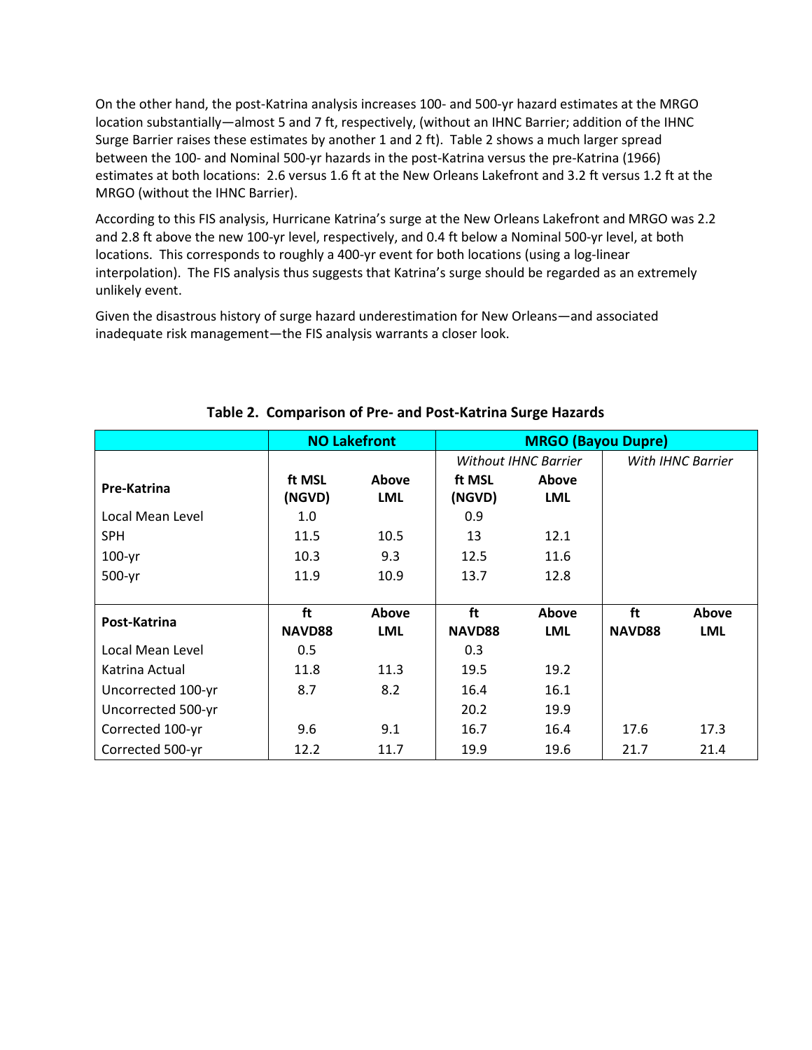On the other hand, the post-Katrina analysis increases 100- and 500-yr hazard estimates at the MRGO location substantially—almost 5 and 7 ft, respectively, (without an IHNC Barrier; addition of the IHNC Surge Barrier raises these estimates by another 1 and 2 ft). Table 2 shows a much larger spread between the 100- and Nominal 500-yr hazards in the post-Katrina versus the pre-Katrina (1966) estimates at both locations: 2.6 versus 1.6 ft at the New Orleans Lakefront and 3.2 ft versus 1.2 ft at the MRGO (without the IHNC Barrier).

According to this FIS analysis, Hurricane Katrina's surge at the New Orleans Lakefront and MRGO was 2.2 and 2.8 ft above the new 100-yr level, respectively, and 0.4 ft below a Nominal 500-yr level, at both locations. This corresponds to roughly a 400-yr event for both locations (using a log-linear interpolation). The FIS analysis thus suggests that Katrina's surge should be regarded as an extremely unlikely event.

Given the disastrous history of surge hazard underestimation for New Orleans—and associated inadequate risk management—the FIS analysis warrants a closer look.

**Table 2. Comparison of Pre- and Post-Katrina Surge Hazards**

| | **NO Lakefront** | | **MRGO (Bayou Dupre)** | | | |
|---|---|---|---|---|---|---|
| | | | *Without IHNC Barrier* | | *With IHNC Barrier* | |
| **Pre-Katrina** | **ft MSL (NGVD)** | **Above LML** | **ft MSL (NGVD)** | **Above LML** | | |
| Local Mean Level | 1.0 | | 0.9 | | | |
| SPH | 11.5 | 10.5 | 13 | 12.1 | | |
| 100-yr | 10.3 | 9.3 | 12.5 | 11.6 | | |
| 500-yr | 11.9 | 10.9 | 13.7 | 12.8 | | |
| **Post-Katrina** | **ft NAVD88** | **Above LML** | **ft NAVD88** | **Above LML** | **ft NAVD88** | **Above LML** |
| Local Mean Level | 0.5 | | 0.3 | | | |
| Katrina Actual | 11.8 | 11.3 | 19.5 | 19.2 | | |
| Uncorrected 100-yr | 8.7 | 8.2 | 16.4 | 16.1 | | |
| Uncorrected 500-yr | | | 20.2 | 19.9 | | |
| Corrected 100-yr | 9.6 | 9.1 | 16.7 | 16.4 | 17.6 | 17.3 |
| Corrected 500-yr | 12.2 | 11.7 | 19.9 | 19.6 | 21.7 | 21.4 |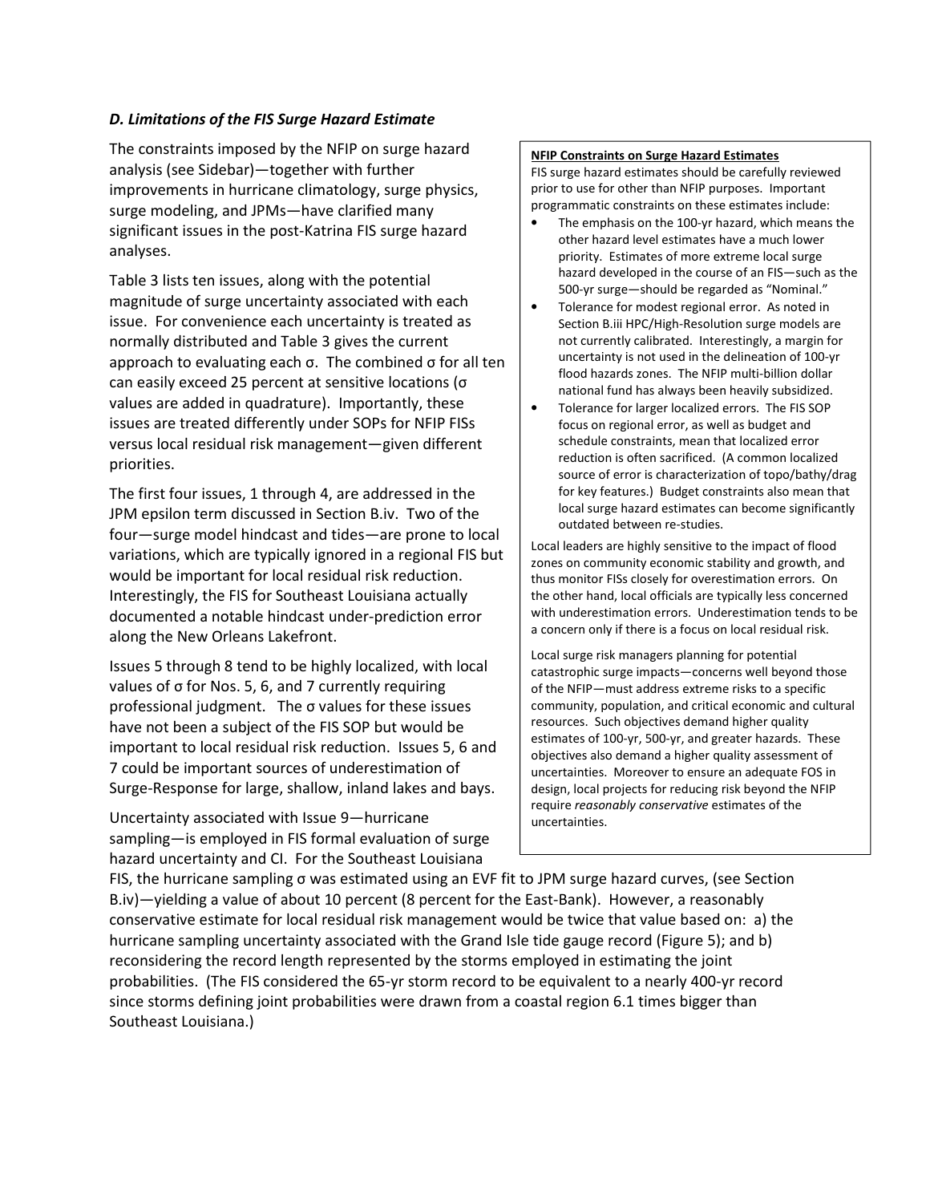### *D. Limitations of the FIS Surge Hazard Estimate*

The constraints imposed by the NFIP on surge hazard analysis (see Sidebar)—together with further improvements in hurricane climatology, surge physics, surge modeling, and JPMs—have clarified many significant issues in the post-Katrina FIS surge hazard analyses.

Table 3 lists ten issues, along with the potential magnitude of surge uncertainty associated with each issue. For convenience each uncertainty is treated as normally distributed and Table 3 gives the current approach to evaluating each σ. The combined σ for all ten can easily exceed 25 percent at sensitive locations (σ values are added in quadrature). Importantly, these issues are treated differently under SOPs for NFIP FISs versus local residual risk management—given different priorities.

The first four issues, 1 through 4, are addressed in the JPM epsilon term discussed in Section B.iv. Two of the four—surge model hindcast and tides—are prone to local variations, which are typically ignored in a regional FIS but would be important for local residual risk reduction. Interestingly, the FIS for Southeast Louisiana actually documented a notable hindcast under-prediction error along the New Orleans Lakefront.

Issues 5 through 8 tend to be highly localized, with local values of σ for Nos. 5, 6, and 7 currently requiring professional judgment. The σ values for these issues have not been a subject of the FIS SOP but would be important to local residual risk reduction. Issues 5, 6 and 7 could be important sources of underestimation of Surge-Response for large, shallow, inland lakes and bays.

Uncertainty associated with Issue 9—hurricane sampling—is employed in FIS formal evaluation of surge hazard uncertainty and CI. For the Southeast Louisiana FIS, the hurricane sampling σ was estimated using an EVF fit to JPM surge hazard curves, (see Section B.iv)—yielding a value of about 10 percent (8 percent for the East-Bank). However, a reasonably conservative estimate for local residual risk management would be twice that value based on: a) the hurricane sampling uncertainty associated with the Grand Isle tide gauge record (Figure 5); and b) reconsidering the record length represented by the storms employed in estimating the joint probabilities. (The FIS considered the 65-yr storm record to be equivalent to a nearly 400-yr record since storms defining joint probabilities were drawn from a coastal region 6.1 times bigger than Southeast Louisiana.)

---

**NFIP Constraints on Surge Hazard Estimates**

FIS surge hazard estimates should be carefully reviewed prior to use for other than NFIP purposes. Important programmatic constraints on these estimates include:

- The emphasis on the 100-yr hazard, which means the other hazard level estimates have a much lower priority. Estimates of more extreme local surge hazard developed in the course of an FIS—such as the 500-yr surge—should be regarded as "Nominal."
- Tolerance for modest regional error. As noted in Section B.iii HPC/High-Resolution surge models are not currently calibrated. Interestingly, a margin for uncertainty is not used in the delineation of 100-yr flood hazards zones. The NFIP multi-billion dollar national fund has always been heavily subsidized.
- Tolerance for larger localized errors. The FIS SOP focus on regional error, as well as budget and schedule constraints, mean that localized error reduction is often sacrificed. (A common localized source of error is characterization of topo/bathy/drag for key features.) Budget constraints also mean that local surge hazard estimates can become significantly outdated between re-studies.

Local leaders are highly sensitive to the impact of flood zones on community economic stability and growth, and thus monitor FISs closely for overestimation errors. On the other hand, local officials are typically less concerned with underestimation errors. Underestimation tends to be a concern only if there is a focus on local residual risk.

Local surge risk managers planning for potential catastrophic surge impacts—concerns well beyond those of the NFIP—must address extreme risks to a specific community, population, and critical economic and cultural resources. Such objectives demand higher quality estimates of 100-yr, 500-yr, and greater hazards. These objectives also demand a higher quality assessment of uncertainties. Moreover to ensure an adequate FOS in design, local projects for reducing risk beyond the NFIP require *reasonably conservative* estimates of the uncertainties.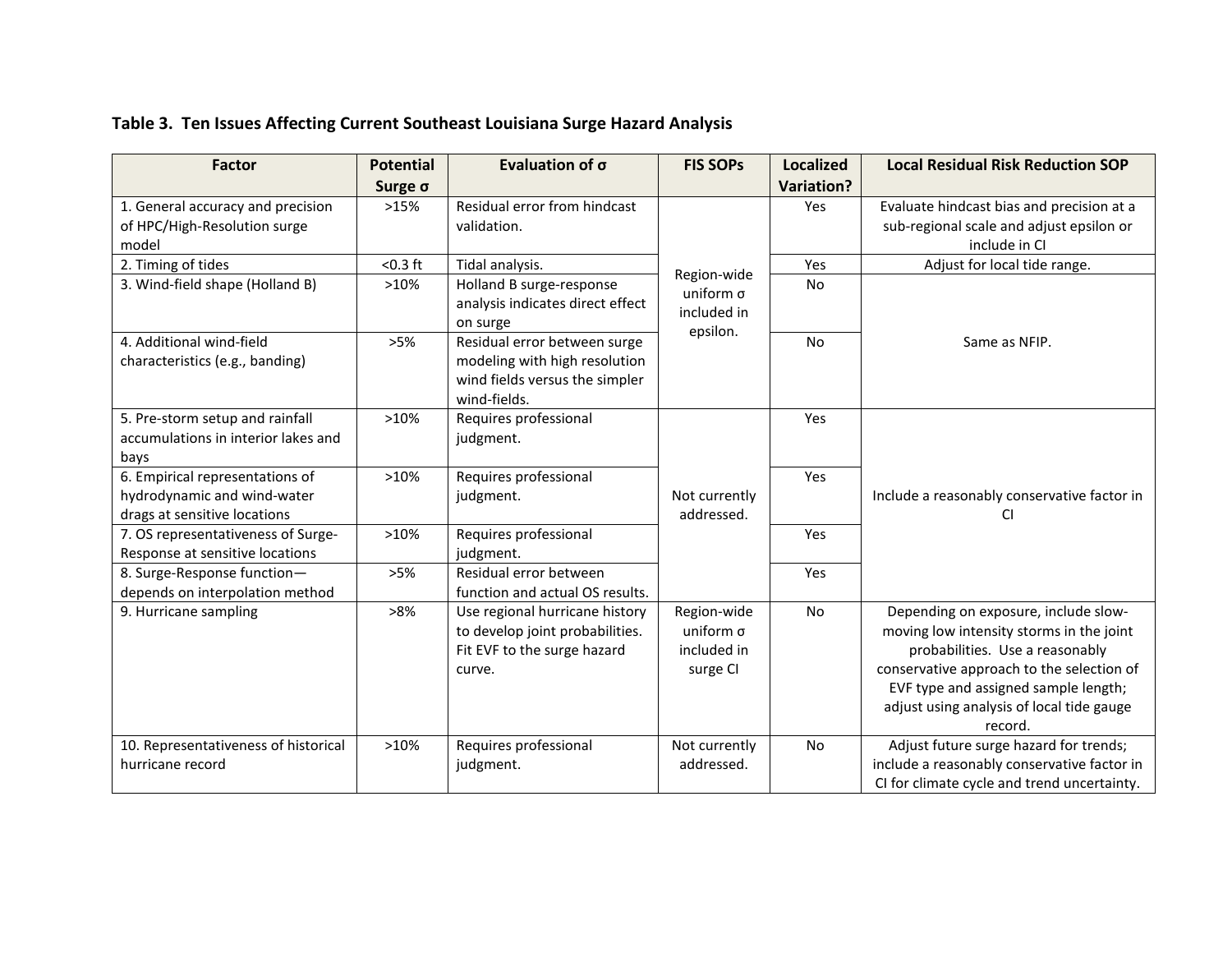**Table 3. Ten Issues Affecting Current Southeast Louisiana Surge Hazard Analysis**

| Factor | Potential Surge σ | Evaluation of σ | FIS SOPs | Localized Variation? | Local Residual Risk Reduction SOP |
|---|---|---|---|---|---|
| 1. General accuracy and precision of HPC/High-Resolution surge model | >15% | Residual error from hindcast validation. | Region-wide uniform σ included in epsilon. | Yes | Evaluate hindcast bias and precision at a sub-regional scale and adjust epsilon or include in CI |
| 2. Timing of tides | <0.3 ft | Tidal analysis. | | Yes | Adjust for local tide range. |
| 3. Wind-field shape (Holland B) | >10% | Holland B surge-response analysis indicates direct effect on surge | | No | Same as NFIP. |
| 4. Additional wind-field characteristics (e.g., banding) | >5% | Residual error between surge modeling with high resolution wind fields versus the simpler wind-fields. | | No | |
| 5. Pre-storm setup and rainfall accumulations in interior lakes and bays | >10% | Requires professional judgment. | Not currently addressed. | Yes | Include a reasonably conservative factor in CI |
| 6. Empirical representations of hydrodynamic and wind-water drags at sensitive locations | >10% | Requires professional judgment. | | Yes | |
| 7. OS representativeness of Surge-Response at sensitive locations | >10% | Requires professional judgment. | | Yes | |
| 8. Surge-Response function—depends on interpolation method | >5% | Residual error between function and actual OS results. | | Yes | |
| 9. Hurricane sampling | >8% | Use regional hurricane history to develop joint probabilities. Fit EVF to the surge hazard curve. | Region-wide uniform σ included in surge CI | No | Depending on exposure, include slow-moving low intensity storms in the joint probabilities. Use a reasonably conservative approach to the selection of EVF type and assigned sample length; adjust using analysis of local tide gauge record. |
| 10. Representativeness of historical hurricane record | >10% | Requires professional judgment. | Not currently addressed. | No | Adjust future surge hazard for trends; include a reasonably conservative factor in CI for climate cycle and trend uncertainty. |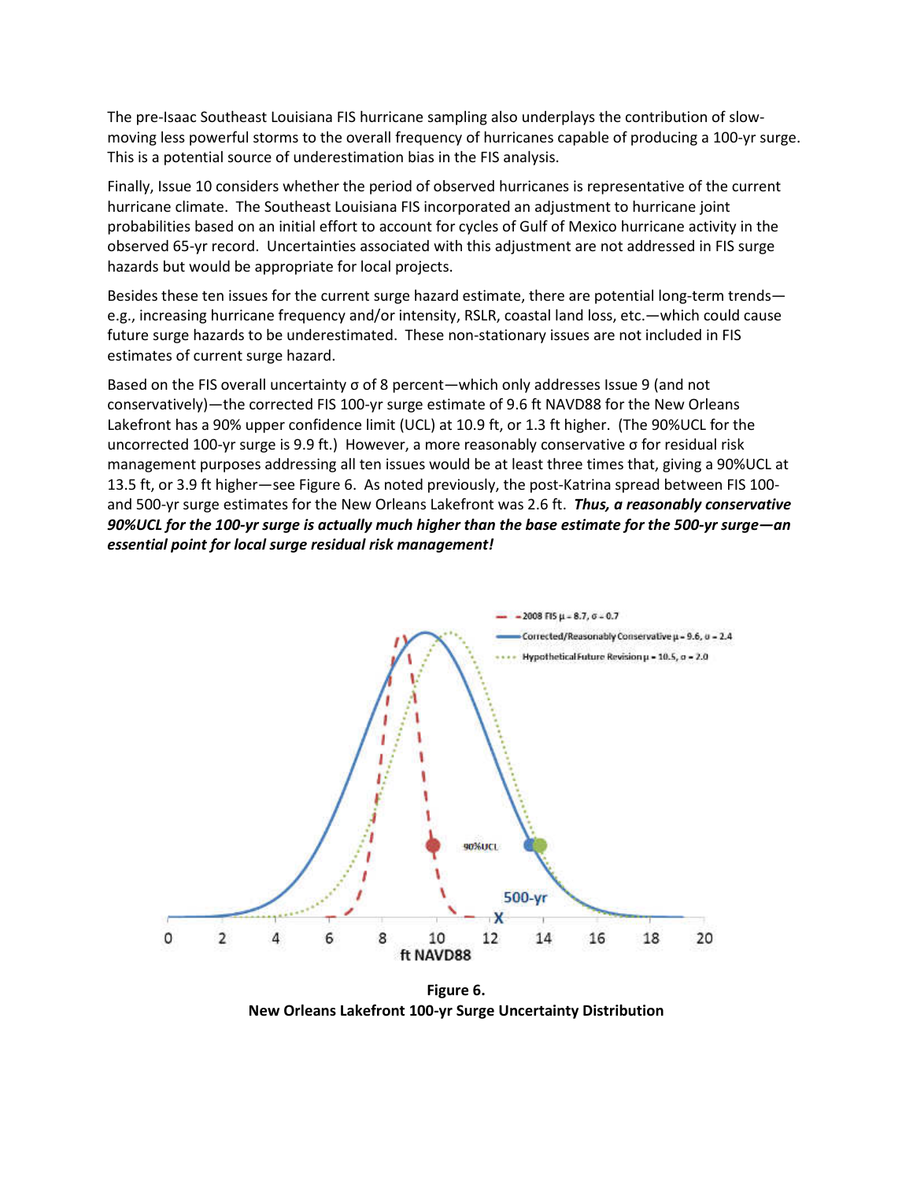The pre-Isaac Southeast Louisiana FIS hurricane sampling also underplays the contribution of slow-moving less powerful storms to the overall frequency of hurricanes capable of producing a 100-yr surge. This is a potential source of underestimation bias in the FIS analysis.

Finally, Issue 10 considers whether the period of observed hurricanes is representative of the current hurricane climate. The Southeast Louisiana FIS incorporated an adjustment to hurricane joint probabilities based on an initial effort to account for cycles of Gulf of Mexico hurricane activity in the observed 65-yr record. Uncertainties associated with this adjustment are not addressed in FIS surge hazards but would be appropriate for local projects.

Besides these ten issues for the current surge hazard estimate, there are potential long-term trends—e.g., increasing hurricane frequency and/or intensity, RSLR, coastal land loss, etc.—which could cause future surge hazards to be underestimated. These non-stationary issues are not included in FIS estimates of current surge hazard.

Based on the FIS overall uncertainty σ of 8 percent—which only addresses Issue 9 (and not conservatively)—the corrected FIS 100-yr surge estimate of 9.6 ft NAVD88 for the New Orleans Lakefront has a 90% upper confidence limit (UCL) at 10.9 ft, or 1.3 ft higher. (The 90%UCL for the uncorrected 100-yr surge is 9.9 ft.) However, a more reasonably conservative σ for residual risk management purposes addressing all ten issues would be at least three times that, giving a 90%UCL at 13.5 ft, or 3.9 ft higher—see Figure 6. As noted previously, the post-Katrina spread between FIS 100- and 500-yr surge estimates for the New Orleans Lakefront was 2.6 ft. ***Thus, a reasonably conservative 90%UCL for the 100-yr surge is actually much higher than the base estimate for the 500-yr surge—an essential point for local surge residual risk management!***

**Figure 6.**
**New Orleans Lakefront 100-yr Surge Uncertainty Distribution**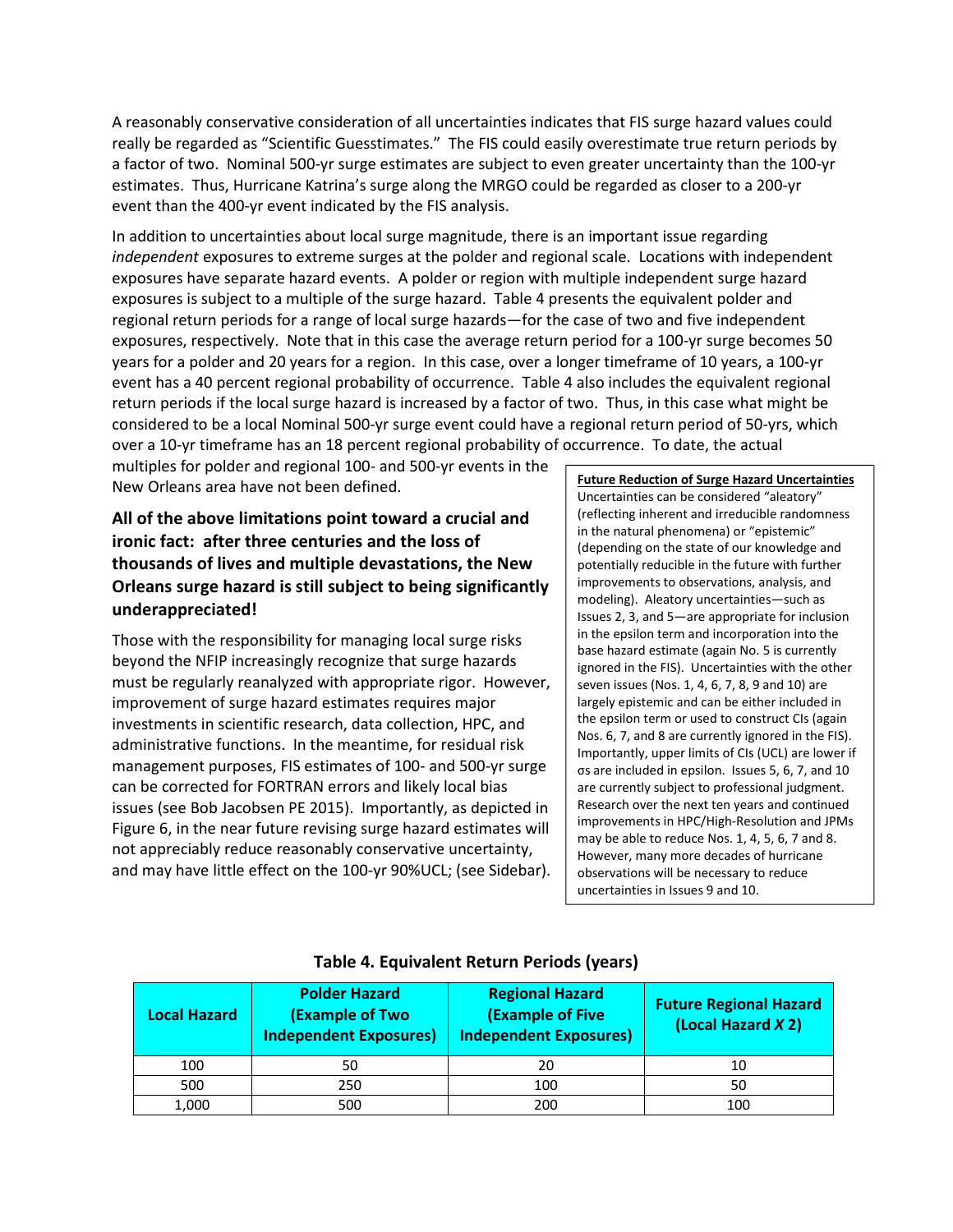A reasonably conservative consideration of all uncertainties indicates that FIS surge hazard values could really be regarded as "Scientific Guesstimates." The FIS could easily overestimate true return periods by a factor of two. Nominal 500-yr surge estimates are subject to even greater uncertainty than the 100-yr estimates. Thus, Hurricane Katrina's surge along the MRGO could be regarded as closer to a 200-yr event than the 400-yr event indicated by the FIS analysis.

In addition to uncertainties about local surge magnitude, there is an important issue regarding *independent* exposures to extreme surges at the polder and regional scale. Locations with independent exposures have separate hazard events. A polder or region with multiple independent surge hazard exposures is subject to a multiple of the surge hazard. Table 4 presents the equivalent polder and regional return periods for a range of local surge hazards—for the case of two and five independent exposures, respectively. Note that in this case the average return period for a 100-yr surge becomes 50 years for a polder and 20 years for a region. In this case, over a longer timeframe of 10 years, a 100-yr event has a 40 percent regional probability of occurrence. Table 4 also includes the equivalent regional return periods if the local surge hazard is increased by a factor of two. Thus, in this case what might be considered to be a local Nominal 500-yr surge event could have a regional return period of 50-yrs, which over a 10-yr timeframe has an 18 percent regional probability of occurrence. To date, the actual multiples for polder and regional 100- and 500-yr events in the New Orleans area have not been defined.

**All of the above limitations point toward a crucial and ironic fact: after three centuries and the loss of thousands of lives and multiple devastations, the New Orleans surge hazard is still subject to being significantly underappreciated!**

Those with the responsibility for managing local surge risks beyond the NFIP increasingly recognize that surge hazards must be regularly reanalyzed with appropriate rigor. However, improvement of surge hazard estimates requires major investments in scientific research, data collection, HPC, and administrative functions. In the meantime, for residual risk management purposes, FIS estimates of 100- and 500-yr surge can be corrected for FORTRAN errors and likely local bias issues (see Bob Jacobsen PE 2015). Importantly, as depicted in Figure 6, in the near future revising surge hazard estimates will not appreciably reduce reasonably conservative uncertainty, and may have little effect on the 100-yr 90%UCL; (see Sidebar).

**Future Reduction of Surge Hazard Uncertainties**

Uncertainties can be considered "aleatory" (reflecting inherent and irreducible randomness in the natural phenomena) or "epistemic" (depending on the state of our knowledge and potentially reducible in the future with further improvements to observations, analysis, and modeling). Aleatory uncertainties—such as Issues 2, 3, and 5—are appropriate for inclusion in the epsilon term and incorporation into the base hazard estimate (again No. 5 is currently ignored in the FIS). Uncertainties with the other seven issues (Nos. 1, 4, 6, 7, 8, 9 and 10) are largely epistemic and can be either included in the epsilon term or used to construct CIs (again Nos. 6, 7, and 8 are currently ignored in the FIS). Importantly, upper limits of CIs (UCL) are lower if σs are included in epsilon. Issues 5, 6, 7, and 10 are currently subject to professional judgment. Research over the next ten years and continued improvements in HPC/High-Resolution and JPMs may be able to reduce Nos. 1, 4, 5, 6, 7 and 8. However, many more decades of hurricane observations will be necessary to reduce uncertainties in Issues 9 and 10.

**Table 4. Equivalent Return Periods (years)**

| Local Hazard | Polder Hazard (Example of Two Independent Exposures) | Regional Hazard (Example of Five Independent Exposures) | Future Regional Hazard (Local Hazard *X* 2) |
|---|---|---|---|
| 100 | 50 | 20 | 10 |
| 500 | 250 | 100 | 50 |
| 1,000 | 500 | 200 | 100 |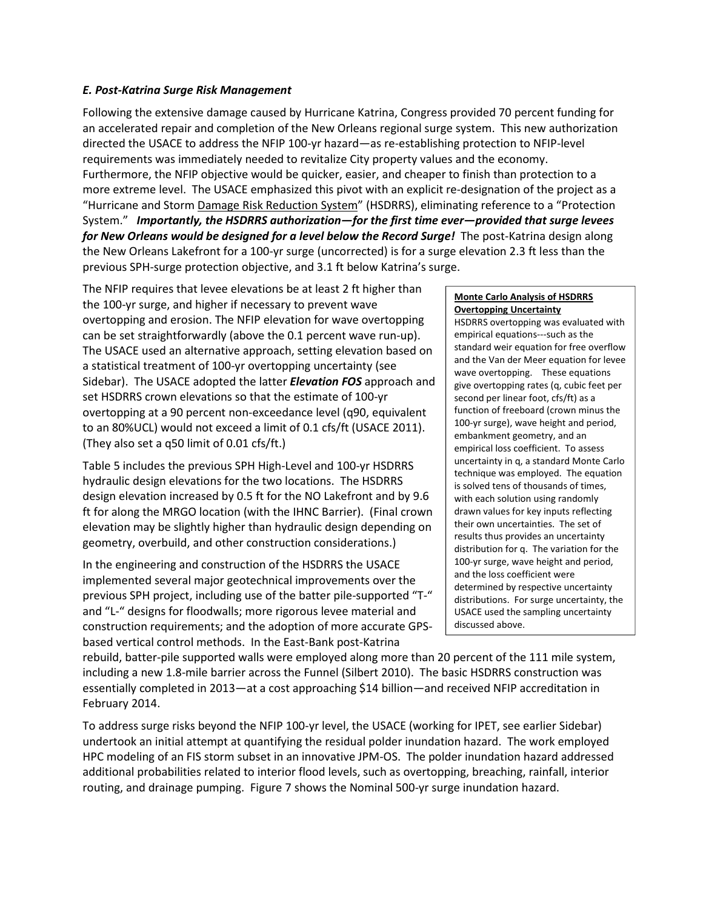### *E. Post-Katrina Surge Risk Management*

Following the extensive damage caused by Hurricane Katrina, Congress provided 70 percent funding for an accelerated repair and completion of the New Orleans regional surge system. This new authorization directed the USACE to address the NFIP 100-yr hazard—as re-establishing protection to NFIP-level requirements was immediately needed to revitalize City property values and the economy. Furthermore, the NFIP objective would be quicker, easier, and cheaper to finish than protection to a more extreme level. The USACE emphasized this pivot with an explicit re-designation of the project as a "Hurricane and Storm Damage Risk Reduction System" (HSDRRS), eliminating reference to a "Protection System." ***Importantly, the HSDRRS authorization—for the first time ever—provided that surge levees for New Orleans would be designed for a level below the Record Surge!*** The post-Katrina design along the New Orleans Lakefront for a 100-yr surge (uncorrected) is for a surge elevation 2.3 ft less than the previous SPH-surge protection objective, and 3.1 ft below Katrina's surge.

The NFIP requires that levee elevations be at least 2 ft higher than the 100-yr surge, and higher if necessary to prevent wave overtopping and erosion. The NFIP elevation for wave overtopping can be set straightforwardly (above the 0.1 percent wave run-up). The USACE used an alternative approach, setting elevation based on a statistical treatment of 100-yr overtopping uncertainty (see Sidebar). The USACE adopted the latter ***Elevation FOS*** approach and set HSDRRS crown elevations so that the estimate of 100-yr overtopping at a 90 percent non-exceedance level (q90, equivalent to an 80%UCL) would not exceed a limit of 0.1 cfs/ft (USACE 2011). (They also set a q50 limit of 0.01 cfs/ft.)

Table 5 includes the previous SPH High-Level and 100-yr HSDRRS hydraulic design elevations for the two locations. The HSDRRS design elevation increased by 0.5 ft for the NO Lakefront and by 9.6 ft for along the MRGO location (with the IHNC Barrier). (Final crown elevation may be slightly higher than hydraulic design depending on geometry, overbuild, and other construction considerations.)

In the engineering and construction of the HSDRRS the USACE implemented several major geotechnical improvements over the previous SPH project, including use of the batter pile-supported "T-" and "L-" designs for floodwalls; more rigorous levee material and construction requirements; and the adoption of more accurate GPS-based vertical control methods. In the East-Bank post-Katrina rebuild, batter-pile supported walls were employed along more than 20 percent of the 111 mile system, including a new 1.8-mile barrier across the Funnel (Silbert 2010). The basic HSDRRS construction was essentially completed in 2013—at a cost approaching \$14 billion—and received NFIP accreditation in February 2014.

> **Monte Carlo Analysis of HSDRRS Overtopping Uncertainty**
>
> HSDRRS overtopping was evaluated with empirical equations---such as the standard weir equation for free overflow and the Van der Meer equation for levee wave overtopping. These equations give overtopping rates (q, cubic feet per second per linear foot, cfs/ft) as a function of freeboard (crown minus the 100-yr surge), wave height and period, embankment geometry, and an empirical loss coefficient. To assess uncertainty in q, a standard Monte Carlo technique was employed. The equation is solved tens of thousands of times, with each solution using randomly drawn values for key inputs reflecting their own uncertainties. The set of results thus provides an uncertainty distribution for q. The variation for the 100-yr surge, wave height and period, and the loss coefficient were determined by respective uncertainty distributions. For surge uncertainty, the USACE used the sampling uncertainty discussed above.

To address surge risks beyond the NFIP 100-yr level, the USACE (working for IPET, see earlier Sidebar) undertook an initial attempt at quantifying the residual polder inundation hazard. The work employed HPC modeling of an FIS storm subset in an innovative JPM-OS. The polder inundation hazard addressed additional probabilities related to interior flood levels, such as overtopping, breaching, rainfall, interior routing, and drainage pumping. Figure 7 shows the Nominal 500-yr surge inundation hazard.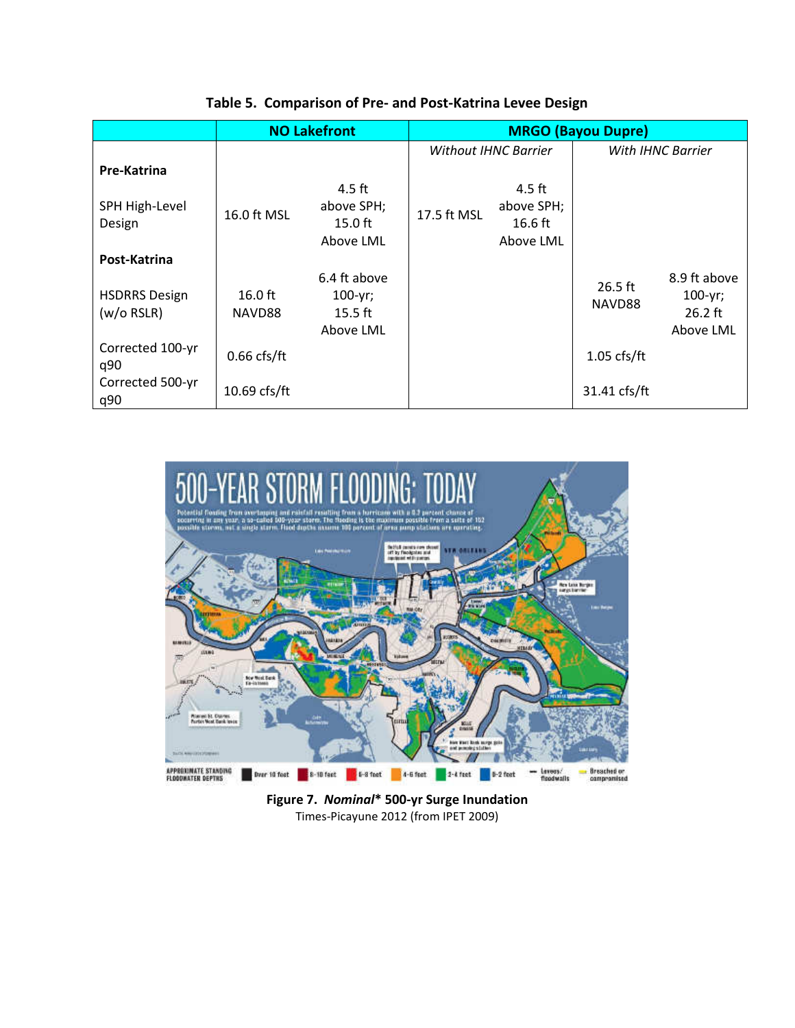**Table 5. Comparison of Pre- and Post-Katrina Levee Design**

| | NO Lakefront | | MRGO (Bayou Dupre) | | | |
|---|---|---|---|---|---|---|
| | | | *Without IHNC Barrier* | | *With IHNC Barrier* | |
| **Pre-Katrina** | | | | | | |
| SPH High-Level Design | 16.0 ft MSL | 4.5 ft above SPH; 15.0 ft Above LML | 17.5 ft MSL | 4.5 ft above SPH; 16.6 ft Above LML | | |
| **Post-Katrina** | | | | | | |
| HSDRRS Design (w/o RSLR) | 16.0 ft NAVD88 | 6.4 ft above 100-yr; 15.5 ft Above LML | | | 26.5 ft NAVD88 | 8.9 ft above 100-yr; 26.2 ft Above LML |
| Corrected 100-yr q90 | 0.66 cfs/ft | | | | 1.05 cfs/ft | |
| Corrected 500-yr q90 | 10.69 cfs/ft | | | | 31.41 cfs/ft | |

**Figure 7. *Nominal** 500-yr Surge Inundation**

Times-Picayune 2012 (from IPET 2009)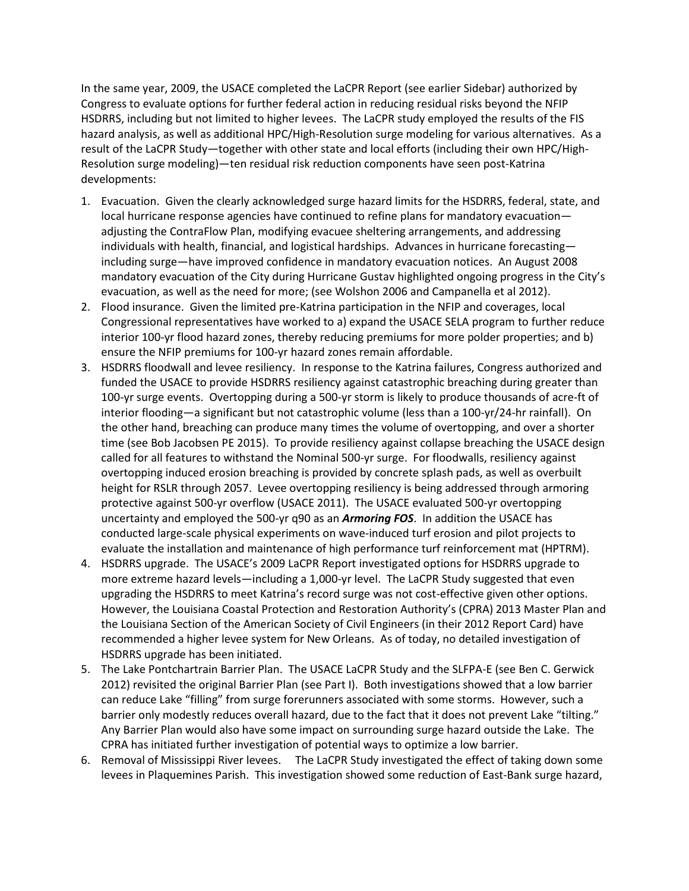In the same year, 2009, the USACE completed the LaCPR Report (see earlier Sidebar) authorized by Congress to evaluate options for further federal action in reducing residual risks beyond the NFIP HSDRRS, including but not limited to higher levees. The LaCPR study employed the results of the FIS hazard analysis, as well as additional HPC/High-Resolution surge modeling for various alternatives. As a result of the LaCPR Study—together with other state and local efforts (including their own HPC/High-Resolution surge modeling)—ten residual risk reduction components have seen post-Katrina developments:

1. Evacuation. Given the clearly acknowledged surge hazard limits for the HSDRRS, federal, state, and local hurricane response agencies have continued to refine plans for mandatory evacuation—adjusting the ContraFlow Plan, modifying evacuee sheltering arrangements, and addressing individuals with health, financial, and logistical hardships. Advances in hurricane forecasting—including surge—have improved confidence in mandatory evacuation notices. An August 2008 mandatory evacuation of the City during Hurricane Gustav highlighted ongoing progress in the City's evacuation, as well as the need for more; (see Wolshon 2006 and Campanella et al 2012).
2. Flood insurance. Given the limited pre-Katrina participation in the NFIP and coverages, local Congressional representatives have worked to a) expand the USACE SELA program to further reduce interior 100-yr flood hazard zones, thereby reducing premiums for more polder properties; and b) ensure the NFIP premiums for 100-yr hazard zones remain affordable.
3. HSDRRS floodwall and levee resiliency. In response to the Katrina failures, Congress authorized and funded the USACE to provide HSDRRS resiliency against catastrophic breaching during greater than 100-yr surge events. Overtopping during a 500-yr storm is likely to produce thousands of acre-ft of interior flooding—a significant but not catastrophic volume (less than a 100-yr/24-hr rainfall). On the other hand, breaching can produce many times the volume of overtopping, and over a shorter time (see Bob Jacobsen PE 2015). To provide resiliency against collapse breaching the USACE design called for all features to withstand the Nominal 500-yr surge. For floodwalls, resiliency against overtopping induced erosion breaching is provided by concrete splash pads, as well as overbuilt height for RSLR through 2057. Levee overtopping resiliency is being addressed through armoring protective against 500-yr overflow (USACE 2011). The USACE evaluated 500-yr overtopping uncertainty and employed the 500-yr q90 as an ***Armoring FOS***. In addition the USACE has conducted large-scale physical experiments on wave-induced turf erosion and pilot projects to evaluate the installation and maintenance of high performance turf reinforcement mat (HPTRM).
4. HSDRRS upgrade. The USACE's 2009 LaCPR Report investigated options for HSDRRS upgrade to more extreme hazard levels—including a 1,000-yr level. The LaCPR Study suggested that even upgrading the HSDRRS to meet Katrina's record surge was not cost-effective given other options. However, the Louisiana Coastal Protection and Restoration Authority's (CPRA) 2013 Master Plan and the Louisiana Section of the American Society of Civil Engineers (in their 2012 Report Card) have recommended a higher levee system for New Orleans. As of today, no detailed investigation of HSDRRS upgrade has been initiated.
5. The Lake Pontchartrain Barrier Plan. The USACE LaCPR Study and the SLFPA-E (see Ben C. Gerwick 2012) revisited the original Barrier Plan (see Part I). Both investigations showed that a low barrier can reduce Lake "filling" from surge forerunners associated with some storms. However, such a barrier only modestly reduces overall hazard, due to the fact that it does not prevent Lake "tilting." Any Barrier Plan would also have some impact on surrounding surge hazard outside the Lake. The CPRA has initiated further investigation of potential ways to optimize a low barrier.
6. Removal of Mississippi River levees. The LaCPR Study investigated the effect of taking down some levees in Plaquemines Parish. This investigation showed some reduction of East-Bank surge hazard,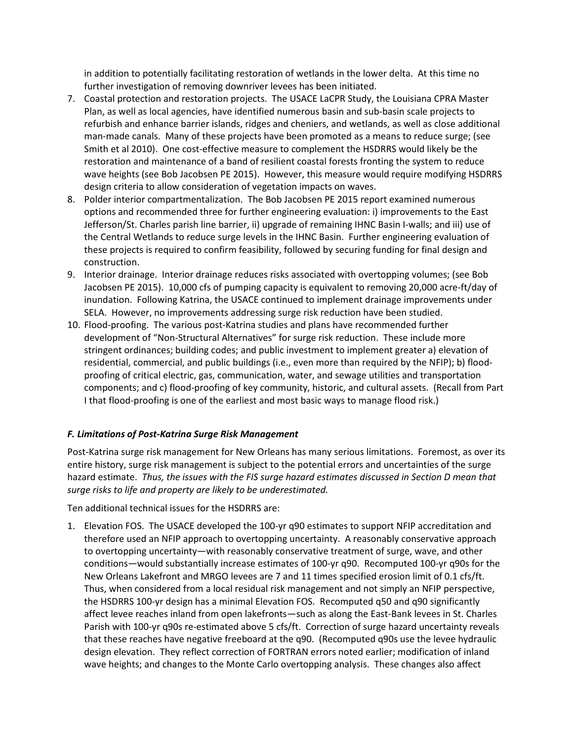in addition to potentially facilitating restoration of wetlands in the lower delta. At this time no further investigation of removing downriver levees has been initiated.

7. Coastal protection and restoration projects. The USACE LaCPR Study, the Louisiana CPRA Master Plan, as well as local agencies, have identified numerous basin and sub-basin scale projects to refurbish and enhance barrier islands, ridges and cheniers, and wetlands, as well as close additional man-made canals. Many of these projects have been promoted as a means to reduce surge; (see Smith et al 2010). One cost-effective measure to complement the HSDRRS would likely be the restoration and maintenance of a band of resilient coastal forests fronting the system to reduce wave heights (see Bob Jacobsen PE 2015). However, this measure would require modifying HSDRRS design criteria to allow consideration of vegetation impacts on waves.
8. Polder interior compartmentalization. The Bob Jacobsen PE 2015 report examined numerous options and recommended three for further engineering evaluation: i) improvements to the East Jefferson/St. Charles parish line barrier, ii) upgrade of remaining IHNC Basin I-walls; and iii) use of the Central Wetlands to reduce surge levels in the IHNC Basin. Further engineering evaluation of these projects is required to confirm feasibility, followed by securing funding for final design and construction.
9. Interior drainage. Interior drainage reduces risks associated with overtopping volumes; (see Bob Jacobsen PE 2015). 10,000 cfs of pumping capacity is equivalent to removing 20,000 acre-ft/day of inundation. Following Katrina, the USACE continued to implement drainage improvements under SELA. However, no improvements addressing surge risk reduction have been studied.
10. Flood-proofing. The various post-Katrina studies and plans have recommended further development of "Non-Structural Alternatives" for surge risk reduction. These include more stringent ordinances; building codes; and public investment to implement greater a) elevation of residential, commercial, and public buildings (i.e., even more than required by the NFIP); b) flood-proofing of critical electric, gas, communication, water, and sewage utilities and transportation components; and c) flood-proofing of key community, historic, and cultural assets. (Recall from Part I that flood-proofing is one of the earliest and most basic ways to manage flood risk.)

### *F. Limitations of Post-Katrina Surge Risk Management*

Post-Katrina surge risk management for New Orleans has many serious limitations. Foremost, as over its entire history, surge risk management is subject to the potential errors and uncertainties of the surge hazard estimate. *Thus, the issues with the FIS surge hazard estimates discussed in Section D mean that surge risks to life and property are likely to be underestimated.*

Ten additional technical issues for the HSDRRS are:

1. Elevation FOS. The USACE developed the 100-yr q90 estimates to support NFIP accreditation and therefore used an NFIP approach to overtopping uncertainty. A reasonably conservative approach to overtopping uncertainty—with reasonably conservative treatment of surge, wave, and other conditions—would substantially increase estimates of 100-yr q90. Recomputed 100-yr q90s for the New Orleans Lakefront and MRGO levees are 7 and 11 times specified erosion limit of 0.1 cfs/ft. Thus, when considered from a local residual risk management and not simply an NFIP perspective, the HSDRRS 100-yr design has a minimal Elevation FOS. Recomputed q50 and q90 significantly affect levee reaches inland from open lakefronts—such as along the East-Bank levees in St. Charles Parish with 100-yr q90s re-estimated above 5 cfs/ft. Correction of surge hazard uncertainty reveals that these reaches have negative freeboard at the q90. (Recomputed q90s use the levee hydraulic design elevation. They reflect correction of FORTRAN errors noted earlier; modification of inland wave heights; and changes to the Monte Carlo overtopping analysis. These changes also affect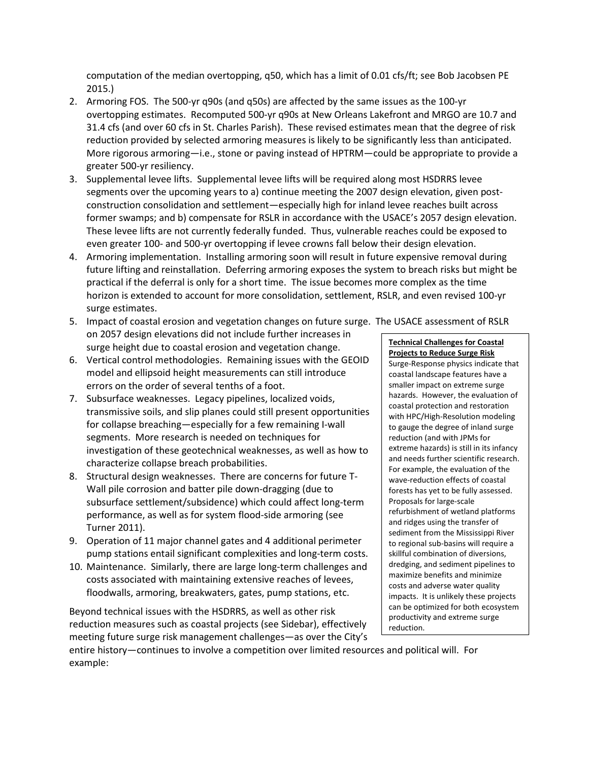computation of the median overtopping, q50, which has a limit of 0.01 cfs/ft; see Bob Jacobsen PE 2015.)

2. Armoring FOS. The 500-yr q90s (and q50s) are affected by the same issues as the 100-yr overtopping estimates. Recomputed 500-yr q90s at New Orleans Lakefront and MRGO are 10.7 and 31.4 cfs (and over 60 cfs in St. Charles Parish). These revised estimates mean that the degree of risk reduction provided by selected armoring measures is likely to be significantly less than anticipated. More rigorous armoring—i.e., stone or paving instead of HPTRM—could be appropriate to provide a greater 500-yr resiliency.
3. Supplemental levee lifts. Supplemental levee lifts will be required along most HSDRRS levee segments over the upcoming years to a) continue meeting the 2007 design elevation, given post-construction consolidation and settlement—especially high for inland levee reaches built across former swamps; and b) compensate for RSLR in accordance with the USACE's 2057 design elevation. These levee lifts are not currently federally funded. Thus, vulnerable reaches could be exposed to even greater 100- and 500-yr overtopping if levee crowns fall below their design elevation.
4. Armoring implementation. Installing armoring soon will result in future expensive removal during future lifting and reinstallation. Deferring armoring exposes the system to breach risks but might be practical if the deferral is only for a short time. The issue becomes more complex as the time horizon is extended to account for more consolidation, settlement, RSLR, and even revised 100-yr surge estimates.
5. Impact of coastal erosion and vegetation changes on future surge. The USACE assessment of RSLR on 2057 design elevations did not include further increases in surge height due to coastal erosion and vegetation change.
6. Vertical control methodologies. Remaining issues with the GEOID model and ellipsoid height measurements can still introduce errors on the order of several tenths of a foot.
7. Subsurface weaknesses. Legacy pipelines, localized voids, transmissive soils, and slip planes could still present opportunities for collapse breaching—especially for a few remaining I-wall segments. More research is needed on techniques for investigation of these geotechnical weaknesses, as well as how to characterize collapse breach probabilities.
8. Structural design weaknesses. There are concerns for future T-Wall pile corrosion and batter pile down-dragging (due to subsurface settlement/subsidence) which could affect long-term performance, as well as for system flood-side armoring (see Turner 2011).
9. Operation of 11 major channel gates and 4 additional perimeter pump stations entail significant complexities and long-term costs.
10. Maintenance. Similarly, there are large long-term challenges and costs associated with maintaining extensive reaches of levees, floodwalls, armoring, breakwaters, gates, pump stations, etc.

Beyond technical issues with the HSDRRS, as well as other risk reduction measures such as coastal projects (see Sidebar), effectively meeting future surge risk management challenges—as over the City's entire history—continues to involve a competition over limited resources and political will. For example:

> **Technical Challenges for Coastal Projects to Reduce Surge Risk**
>
> Surge-Response physics indicate that coastal landscape features have a smaller impact on extreme surge hazards. However, the evaluation of coastal protection and restoration with HPC/High-Resolution modeling to gauge the degree of inland surge reduction (and with JPMs for extreme hazards) is still in its infancy and needs further scientific research. For example, the evaluation of the wave-reduction effects of coastal forests has yet to be fully assessed. Proposals for large-scale refurbishment of wetland platforms and ridges using the transfer of sediment from the Mississippi River to regional sub-basins will require a skillful combination of diversions, dredging, and sediment pipelines to maximize benefits and minimize costs and adverse water quality impacts. It is unlikely these projects can be optimized for both ecosystem productivity and extreme surge reduction.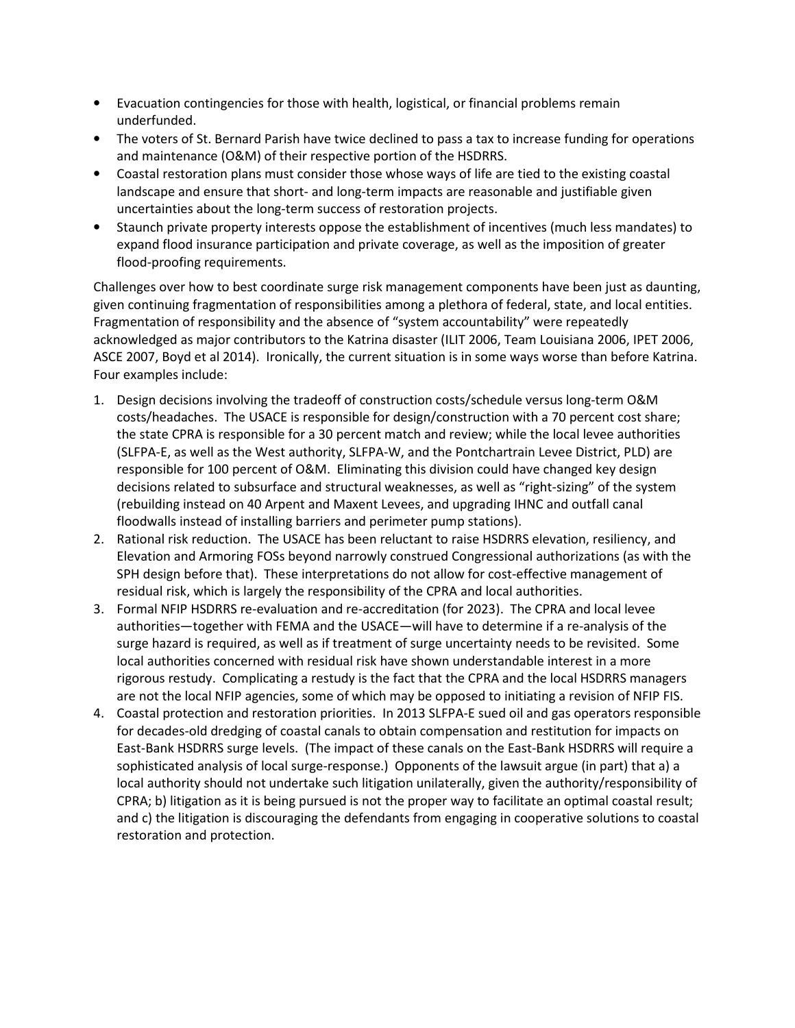- Evacuation contingencies for those with health, logistical, or financial problems remain underfunded.
- The voters of St. Bernard Parish have twice declined to pass a tax to increase funding for operations and maintenance (O&M) of their respective portion of the HSDRRS.
- Coastal restoration plans must consider those whose ways of life are tied to the existing coastal landscape and ensure that short- and long-term impacts are reasonable and justifiable given uncertainties about the long-term success of restoration projects.
- Staunch private property interests oppose the establishment of incentives (much less mandates) to expand flood insurance participation and private coverage, as well as the imposition of greater flood-proofing requirements.

Challenges over how to best coordinate surge risk management components have been just as daunting, given continuing fragmentation of responsibilities among a plethora of federal, state, and local entities. Fragmentation of responsibility and the absence of "system accountability" were repeatedly acknowledged as major contributors to the Katrina disaster (ILIT 2006, Team Louisiana 2006, IPET 2006, ASCE 2007, Boyd et al 2014). Ironically, the current situation is in some ways worse than before Katrina. Four examples include:

1. Design decisions involving the tradeoff of construction costs/schedule versus long-term O&M costs/headaches. The USACE is responsible for design/construction with a 70 percent cost share; the state CPRA is responsible for a 30 percent match and review; while the local levee authorities (SLFPA-E, as well as the West authority, SLFPA-W, and the Pontchartrain Levee District, PLD) are responsible for 100 percent of O&M. Eliminating this division could have changed key design decisions related to subsurface and structural weaknesses, as well as "right-sizing" of the system (rebuilding instead on 40 Arpent and Maxent Levees, and upgrading IHNC and outfall canal floodwalls instead of installing barriers and perimeter pump stations).
2. Rational risk reduction. The USACE has been reluctant to raise HSDRRS elevation, resiliency, and Elevation and Armoring FOSs beyond narrowly construed Congressional authorizations (as with the SPH design before that). These interpretations do not allow for cost-effective management of residual risk, which is largely the responsibility of the CPRA and local authorities.
3. Formal NFIP HSDRRS re-evaluation and re-accreditation (for 2023). The CPRA and local levee authorities—together with FEMA and the USACE—will have to determine if a re-analysis of the surge hazard is required, as well as if treatment of surge uncertainty needs to be revisited. Some local authorities concerned with residual risk have shown understandable interest in a more rigorous restudy. Complicating a restudy is the fact that the CPRA and the local HSDRRS managers are not the local NFIP agencies, some of which may be opposed to initiating a revision of NFIP FIS.
4. Coastal protection and restoration priorities. In 2013 SLFPA-E sued oil and gas operators responsible for decades-old dredging of coastal canals to obtain compensation and restitution for impacts on East-Bank HSDRRS surge levels. (The impact of these canals on the East-Bank HSDRRS will require a sophisticated analysis of local surge-response.) Opponents of the lawsuit argue (in part) that a) a local authority should not undertake such litigation unilaterally, given the authority/responsibility of CPRA; b) litigation as it is being pursued is not the proper way to facilitate an optimal coastal result; and c) the litigation is discouraging the defendants from engaging in cooperative solutions to coastal restoration and protection.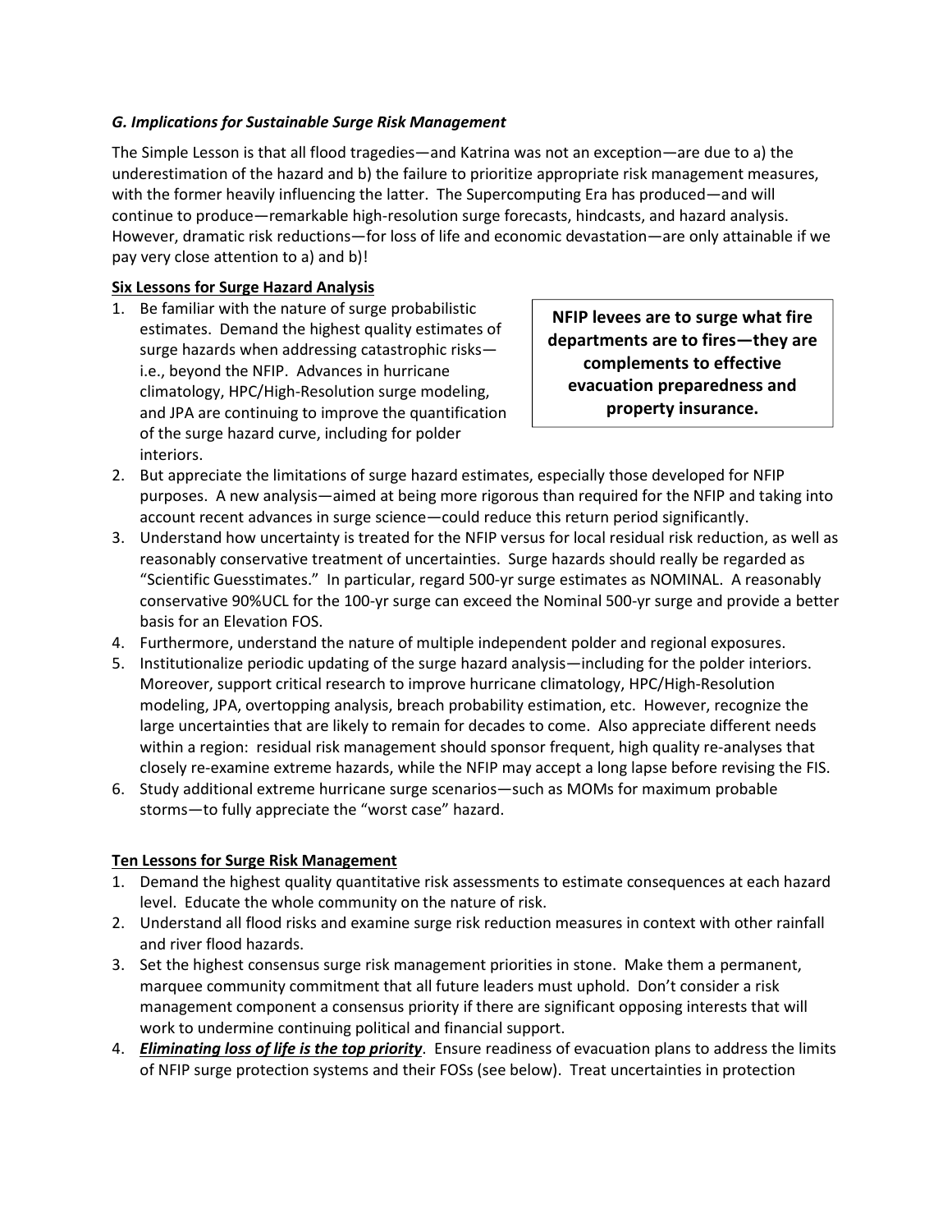### *G. Implications for Sustainable Surge Risk Management*

The Simple Lesson is that all flood tragedies—and Katrina was not an exception—are due to a) the underestimation of the hazard and b) the failure to prioritize appropriate risk management measures, with the former heavily influencing the latter. The Supercomputing Era has produced—and will continue to produce—remarkable high-resolution surge forecasts, hindcasts, and hazard analysis. However, dramatic risk reductions—for loss of life and economic devastation—are only attainable if we pay very close attention to a) and b)!

**NFIP levees are to surge what fire departments are to fires—they are complements to effective evacuation preparedness and property insurance.**

**<u>Six Lessons for Surge Hazard Analysis</u>**

1. Be familiar with the nature of surge probabilistic estimates. Demand the highest quality estimates of surge hazards when addressing catastrophic risks—i.e., beyond the NFIP. Advances in hurricane climatology, HPC/High-Resolution surge modeling, and JPA are continuing to improve the quantification of the surge hazard curve, including for polder interiors.
2. But appreciate the limitations of surge hazard estimates, especially those developed for NFIP purposes. A new analysis—aimed at being more rigorous than required for the NFIP and taking into account recent advances in surge science—could reduce this return period significantly.
3. Understand how uncertainty is treated for the NFIP versus for local residual risk reduction, as well as reasonably conservative treatment of uncertainties. Surge hazards should really be regarded as "Scientific Guesstimates." In particular, regard 500-yr surge estimates as NOMINAL. A reasonably conservative 90%UCL for the 100-yr surge can exceed the Nominal 500-yr surge and provide a better basis for an Elevation FOS.
4. Furthermore, understand the nature of multiple independent polder and regional exposures.
5. Institutionalize periodic updating of the surge hazard analysis—including for the polder interiors. Moreover, support critical research to improve hurricane climatology, HPC/High-Resolution modeling, JPA, overtopping analysis, breach probability estimation, etc. However, recognize the large uncertainties that are likely to remain for decades to come. Also appreciate different needs within a region: residual risk management should sponsor frequent, high quality re-analyses that closely re-examine extreme hazards, while the NFIP may accept a long lapse before revising the FIS.
6. Study additional extreme hurricane surge scenarios—such as MOMs for maximum probable storms—to fully appreciate the "worst case" hazard.

**<u>Ten Lessons for Surge Risk Management</u>**

1. Demand the highest quality quantitative risk assessments to estimate consequences at each hazard level. Educate the whole community on the nature of risk.
2. Understand all flood risks and examine surge risk reduction measures in context with other rainfall and river flood hazards.
3. Set the highest consensus surge risk management priorities in stone. Make them a permanent, marquee community commitment that all future leaders must uphold. Don't consider a risk management component a consensus priority if there are significant opposing interests that will work to undermine continuing political and financial support.
4. ***<u>Eliminating loss of life is the top priority</u>***. Ensure readiness of evacuation plans to address the limits of NFIP surge protection systems and their FOSs (see below). Treat uncertainties in protection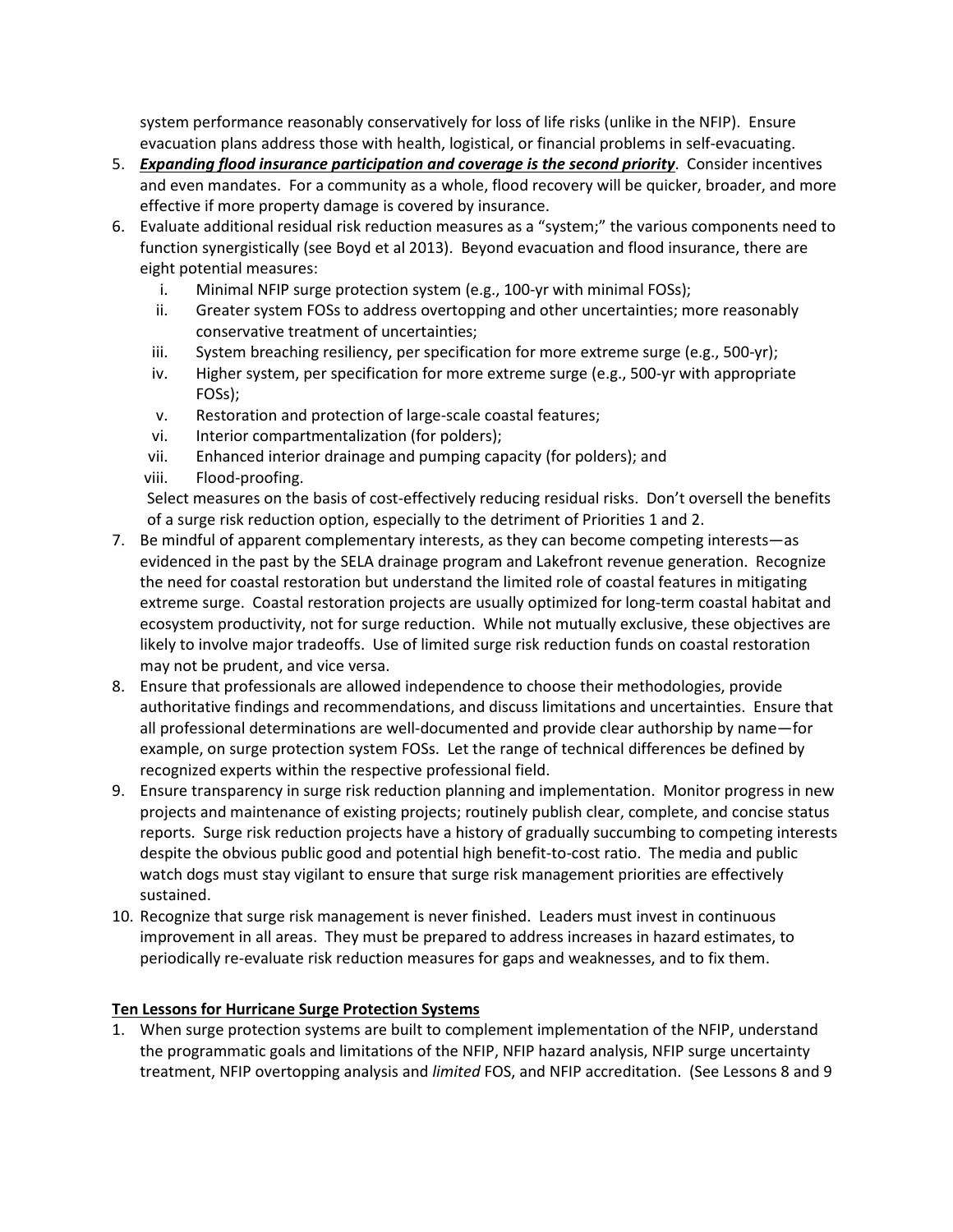system performance reasonably conservatively for loss of life risks (unlike in the NFIP). Ensure evacuation plans address those with health, logistical, or financial problems in self-evacuating.

5. ***Expanding flood insurance participation and coverage is the second priority***. Consider incentives and even mandates. For a community as a whole, flood recovery will be quicker, broader, and more effective if more property damage is covered by insurance.
6. Evaluate additional residual risk reduction measures as a "system;" the various components need to function synergistically (see Boyd et al 2013). Beyond evacuation and flood insurance, there are eight potential measures:
   i. Minimal NFIP surge protection system (e.g., 100-yr with minimal FOSs);
   ii. Greater system FOSs to address overtopping and other uncertainties; more reasonably conservative treatment of uncertainties;
   iii. System breaching resiliency, per specification for more extreme surge (e.g., 500-yr);
   iv. Higher system, per specification for more extreme surge (e.g., 500-yr with appropriate FOSs);
   v. Restoration and protection of large-scale coastal features;
   vi. Interior compartmentalization (for polders);
   vii. Enhanced interior drainage and pumping capacity (for polders); and
   viii. Flood-proofing.

   Select measures on the basis of cost-effectively reducing residual risks. Don't oversell the benefits of a surge risk reduction option, especially to the detriment of Priorities 1 and 2.
7. Be mindful of apparent complementary interests, as they can become competing interests—as evidenced in the past by the SELA drainage program and Lakefront revenue generation. Recognize the need for coastal restoration but understand the limited role of coastal features in mitigating extreme surge. Coastal restoration projects are usually optimized for long-term coastal habitat and ecosystem productivity, not for surge reduction. While not mutually exclusive, these objectives are likely to involve major tradeoffs. Use of limited surge risk reduction funds on coastal restoration may not be prudent, and vice versa.
8. Ensure that professionals are allowed independence to choose their methodologies, provide authoritative findings and recommendations, and discuss limitations and uncertainties. Ensure that all professional determinations are well-documented and provide clear authorship by name—for example, on surge protection system FOSs. Let the range of technical differences be defined by recognized experts within the respective professional field.
9. Ensure transparency in surge risk reduction planning and implementation. Monitor progress in new projects and maintenance of existing projects; routinely publish clear, complete, and concise status reports. Surge risk reduction projects have a history of gradually succumbing to competing interests despite the obvious public good and potential high benefit-to-cost ratio. The media and public watch dogs must stay vigilant to ensure that surge risk management priorities are effectively sustained.
10. Recognize that surge risk management is never finished. Leaders must invest in continuous improvement in all areas. They must be prepared to address increases in hazard estimates, to periodically re-evaluate risk reduction measures for gaps and weaknesses, and to fix them.

**<u>Ten Lessons for Hurricane Surge Protection Systems</u>**

1. When surge protection systems are built to complement implementation of the NFIP, understand the programmatic goals and limitations of the NFIP, NFIP hazard analysis, NFIP surge uncertainty treatment, NFIP overtopping analysis and *limited* FOS, and NFIP accreditation. (See Lessons 8 and 9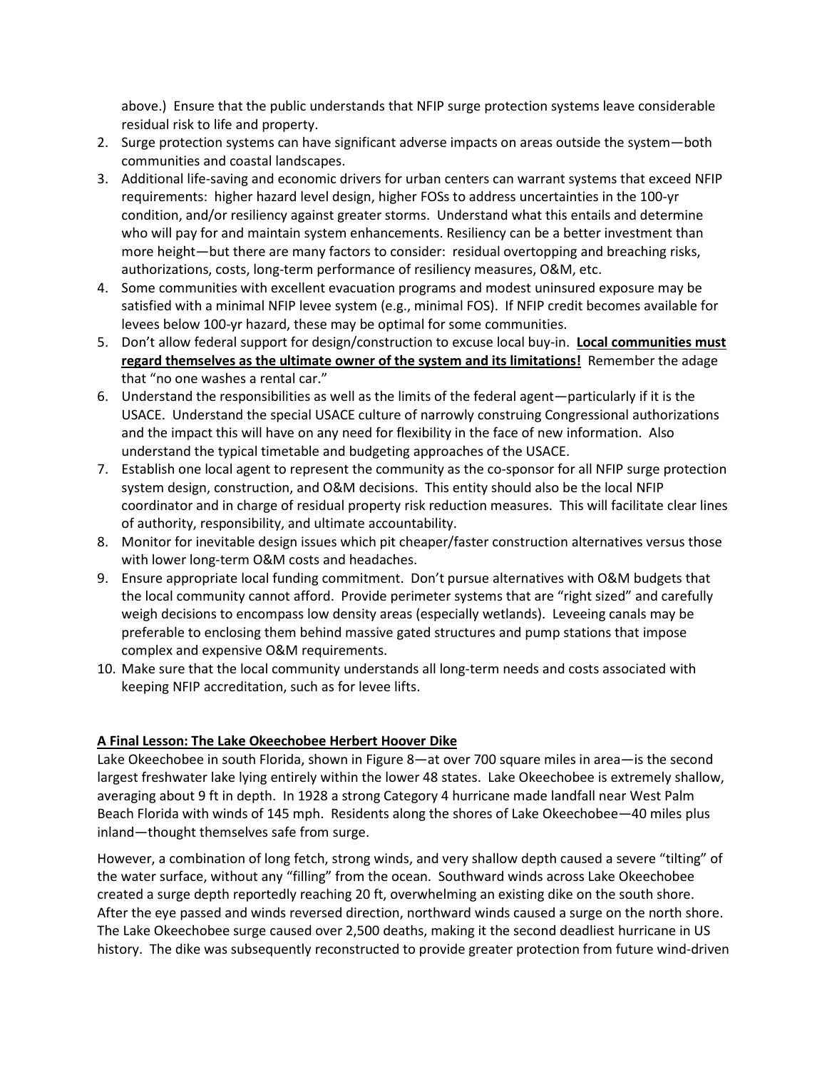above.) Ensure that the public understands that NFIP surge protection systems leave considerable residual risk to life and property.

2. Surge protection systems can have significant adverse impacts on areas outside the system—both communities and coastal landscapes.
3. Additional life-saving and economic drivers for urban centers can warrant systems that exceed NFIP requirements: higher hazard level design, higher FOSs to address uncertainties in the 100-yr condition, and/or resiliency against greater storms. Understand what this entails and determine who will pay for and maintain system enhancements. Resiliency can be a better investment than more height—but there are many factors to consider: residual overtopping and breaching risks, authorizations, costs, long-term performance of resiliency measures, O&M, etc.
4. Some communities with excellent evacuation programs and modest uninsured exposure may be satisfied with a minimal NFIP levee system (e.g., minimal FOS). If NFIP credit becomes available for levees below 100-yr hazard, these may be optimal for some communities.
5. Don't allow federal support for design/construction to excuse local buy-in. <u>**Local communities must regard themselves as the ultimate owner of the system and its limitations!**</u> Remember the adage that "no one washes a rental car."
6. Understand the responsibilities as well as the limits of the federal agent—particularly if it is the USACE. Understand the special USACE culture of narrowly construing Congressional authorizations and the impact this will have on any need for flexibility in the face of new information. Also understand the typical timetable and budgeting approaches of the USACE.
7. Establish one local agent to represent the community as the co-sponsor for all NFIP surge protection system design, construction, and O&M decisions. This entity should also be the local NFIP coordinator and in charge of residual property risk reduction measures. This will facilitate clear lines of authority, responsibility, and ultimate accountability.
8. Monitor for inevitable design issues which pit cheaper/faster construction alternatives versus those with lower long-term O&M costs and headaches.
9. Ensure appropriate local funding commitment. Don't pursue alternatives with O&M budgets that the local community cannot afford. Provide perimeter systems that are "right sized" and carefully weigh decisions to encompass low density areas (especially wetlands). Leveeing canals may be preferable to enclosing them behind massive gated structures and pump stations that impose complex and expensive O&M requirements.
10. Make sure that the local community understands all long-term needs and costs associated with keeping NFIP accreditation, such as for levee lifts.

## A Final Lesson: The Lake Okeechobee Herbert Hoover Dike

Lake Okeechobee in south Florida, shown in Figure 8—at over 700 square miles in area—is the second largest freshwater lake lying entirely within the lower 48 states. Lake Okeechobee is extremely shallow, averaging about 9 ft in depth. In 1928 a strong Category 4 hurricane made landfall near West Palm Beach Florida with winds of 145 mph. Residents along the shores of Lake Okeechobee—40 miles plus inland—thought themselves safe from surge.

However, a combination of long fetch, strong winds, and very shallow depth caused a severe "tilting" of the water surface, without any "filling" from the ocean. Southward winds across Lake Okeechobee created a surge depth reportedly reaching 20 ft, overwhelming an existing dike on the south shore. After the eye passed and winds reversed direction, northward winds caused a surge on the north shore. The Lake Okeechobee surge caused over 2,500 deaths, making it the second deadliest hurricane in US history. The dike was subsequently reconstructed to provide greater protection from future wind-driven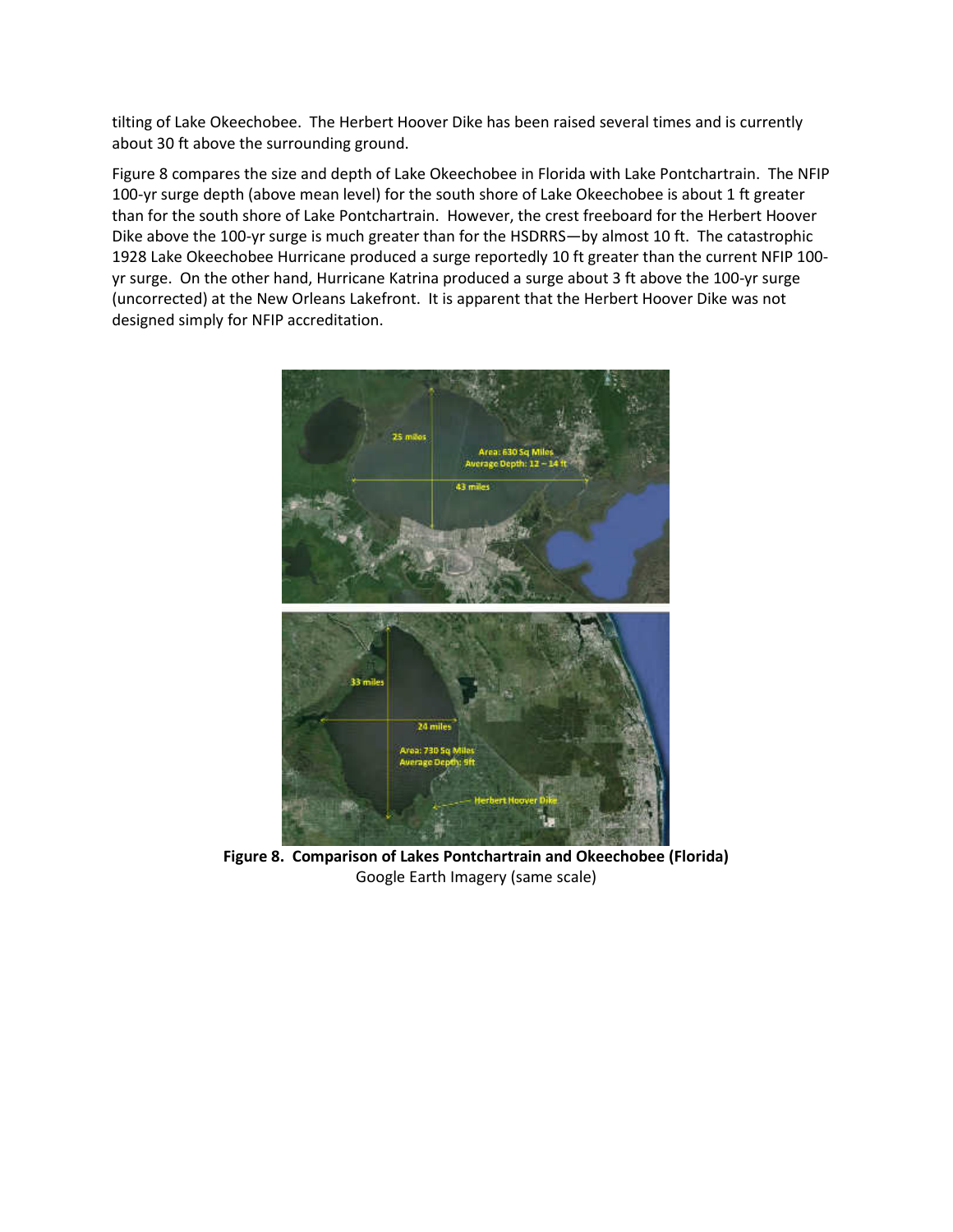tilting of Lake Okeechobee. The Herbert Hoover Dike has been raised several times and is currently about 30 ft above the surrounding ground.

Figure 8 compares the size and depth of Lake Okeechobee in Florida with Lake Pontchartrain. The NFIP 100-yr surge depth (above mean level) for the south shore of Lake Okeechobee is about 1 ft greater than for the south shore of Lake Pontchartrain. However, the crest freeboard for the Herbert Hoover Dike above the 100-yr surge is much greater than for the HSDRRS—by almost 10 ft. The catastrophic 1928 Lake Okeechobee Hurricane produced a surge reportedly 10 ft greater than the current NFIP 100-yr surge. On the other hand, Hurricane Katrina produced a surge about 3 ft above the 100-yr surge (uncorrected) at the New Orleans Lakefront. It is apparent that the Herbert Hoover Dike was not designed simply for NFIP accreditation.

**Figure 8. Comparison of Lakes Pontchartrain and Okeechobee (Florida)**
Google Earth Imagery (same scale)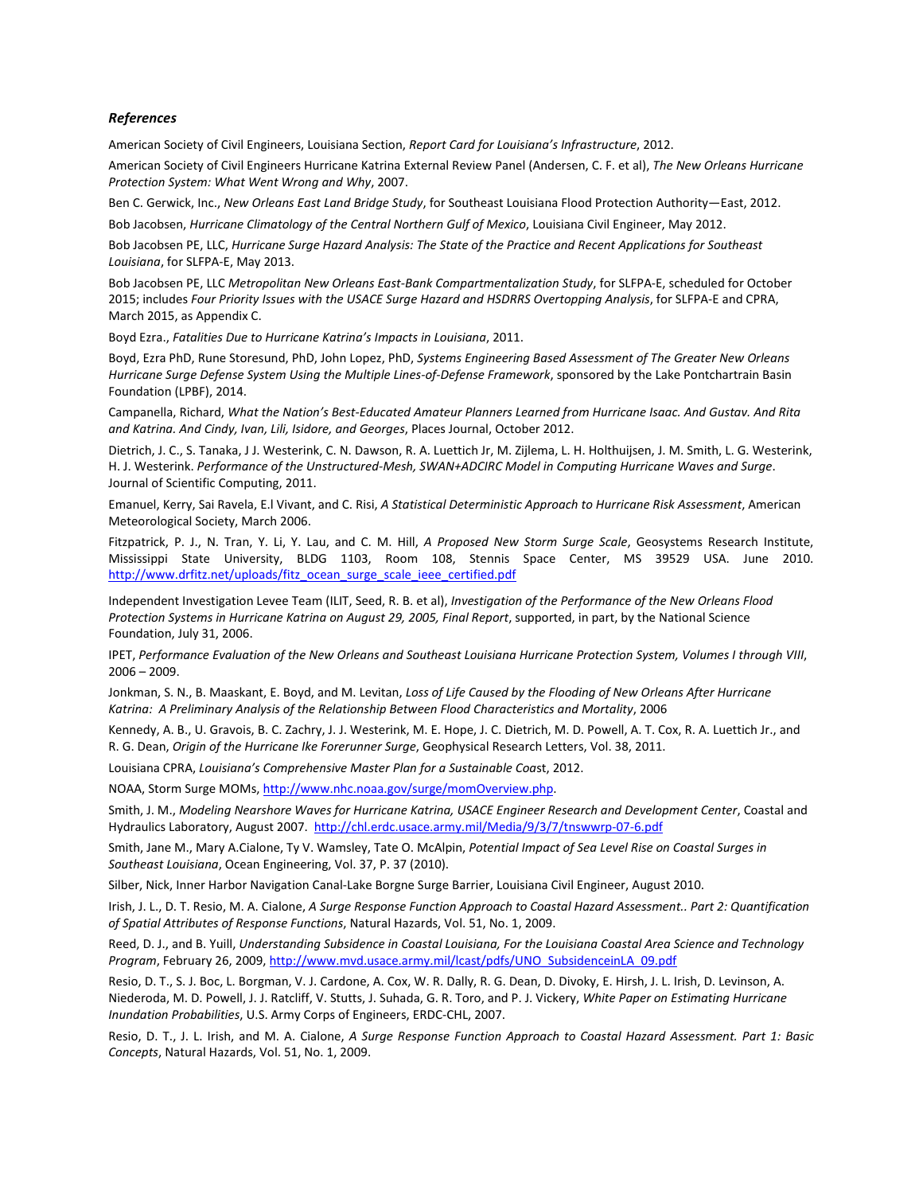### *References*

American Society of Civil Engineers, Louisiana Section, *Report Card for Louisiana's Infrastructure*, 2012.

American Society of Civil Engineers Hurricane Katrina External Review Panel (Andersen, C. F. et al), *The New Orleans Hurricane Protection System: What Went Wrong and Why*, 2007.

Ben C. Gerwick, Inc., *New Orleans East Land Bridge Study*, for Southeast Louisiana Flood Protection Authority—East, 2012.

Bob Jacobsen, *Hurricane Climatology of the Central Northern Gulf of Mexico*, Louisiana Civil Engineer, May 2012.

Bob Jacobsen PE, LLC, *Hurricane Surge Hazard Analysis: The State of the Practice and Recent Applications for Southeast Louisiana*, for SLFPA-E, May 2013.

Bob Jacobsen PE, LLC *Metropolitan New Orleans East-Bank Compartmentalization Study*, for SLFPA-E, scheduled for October 2015; includes *Four Priority Issues with the USACE Surge Hazard and HSDRRS Overtopping Analysis*, for SLFPA-E and CPRA, March 2015, as Appendix C.

Boyd Ezra., *Fatalities Due to Hurricane Katrina's Impacts in Louisiana*, 2011.

Boyd, Ezra PhD, Rune Storesund, PhD, John Lopez, PhD, *Systems Engineering Based Assessment of The Greater New Orleans Hurricane Surge Defense System Using the Multiple Lines-of-Defense Framework*, sponsored by the Lake Pontchartrain Basin Foundation (LPBF), 2014.

Campanella, Richard, *What the Nation's Best-Educated Amateur Planners Learned from Hurricane Isaac. And Gustav. And Rita and Katrina. And Cindy, Ivan, Lili, Isidore, and Georges*, Places Journal, October 2012.

Dietrich, J. C., S. Tanaka, J J. Westerink, C. N. Dawson, R. A. Luettich Jr, M. Zijlema, L. H. Holthuijsen, J. M. Smith, L. G. Westerink, H. J. Westerink. *Performance of the Unstructured-Mesh, SWAN+ADCIRC Model in Computing Hurricane Waves and Surge*. Journal of Scientific Computing, 2011.

Emanuel, Kerry, Sai Ravela, E.l Vivant, and C. Risi, *A Statistical Deterministic Approach to Hurricane Risk Assessment*, American Meteorological Society, March 2006.

Fitzpatrick, P. J., N. Tran, Y. Li, Y. Lau, and C. M. Hill, *A Proposed New Storm Surge Scale*, Geosystems Research Institute, Mississippi State University, BLDG 1103, Room 108, Stennis Space Center, MS 39529 USA. June 2010. http://www.drfitz.net/uploads/fitz_ocean_surge_scale_ieee_certified.pdf

Independent Investigation Levee Team (ILIT, Seed, R. B. et al), *Investigation of the Performance of the New Orleans Flood Protection Systems in Hurricane Katrina on August 29, 2005, Final Report*, supported, in part, by the National Science Foundation, July 31, 2006.

IPET, *Performance Evaluation of the New Orleans and Southeast Louisiana Hurricane Protection System, Volumes I through VIII*, 2006 – 2009.

Jonkman, S. N., B. Maaskant, E. Boyd, and M. Levitan, *Loss of Life Caused by the Flooding of New Orleans After Hurricane Katrina: A Preliminary Analysis of the Relationship Between Flood Characteristics and Mortality*, 2006

Kennedy, A. B., U. Gravois, B. C. Zachry, J. J. Westerink, M. E. Hope, J. C. Dietrich, M. D. Powell, A. T. Cox, R. A. Luettich Jr., and R. G. Dean, *Origin of the Hurricane Ike Forerunner Surge*, Geophysical Research Letters, Vol. 38, 2011.

Louisiana CPRA, *Louisiana's Comprehensive Master Plan for a Sustainable Coa*st, 2012.

NOAA, Storm Surge MOMs, http://www.nhc.noaa.gov/surge/momOverview.php.

Smith, J. M., *Modeling Nearshore Waves for Hurricane Katrina, USACE Engineer Research and Development Center*, Coastal and Hydraulics Laboratory, August 2007. http://chl.erdc.usace.army.mil/Media/9/3/7/tnswwrp-07-6.pdf

Smith, Jane M., Mary A.Cialone, Ty V. Wamsley, Tate O. McAlpin, *Potential Impact of Sea Level Rise on Coastal Surges in Southeast Louisiana*, Ocean Engineering, Vol. 37, P. 37 (2010).

Silber, Nick, Inner Harbor Navigation Canal-Lake Borgne Surge Barrier, Louisiana Civil Engineer, August 2010.

Irish, J. L., D. T. Resio, M. A. Cialone, *A Surge Response Function Approach to Coastal Hazard Assessment.. Part 2: Quantification of Spatial Attributes of Response Functions*, Natural Hazards, Vol. 51, No. 1, 2009.

Reed, D. J., and B. Yuill, *Understanding Subsidence in Coastal Louisiana, For the Louisiana Coastal Area Science and Technology Program*, February 26, 2009, http://www.mvd.usace.army.mil/lcast/pdfs/UNO_SubsidenceinLA_09.pdf

Resio, D. T., S. J. Boc, L. Borgman, V. J. Cardone, A. Cox, W. R. Dally, R. G. Dean, D. Divoky, E. Hirsh, J. L. Irish, D. Levinson, A. Niederoda, M. D. Powell, J. J. Ratcliff, V. Stutts, J. Suhada, G. R. Toro, and P. J. Vickery, *White Paper on Estimating Hurricane Inundation Probabilities*, U.S. Army Corps of Engineers, ERDC-CHL, 2007.

Resio, D. T., J. L. Irish, and M. A. Cialone, *A Surge Response Function Approach to Coastal Hazard Assessment. Part 1: Basic Concepts*, Natural Hazards, Vol. 51, No. 1, 2009.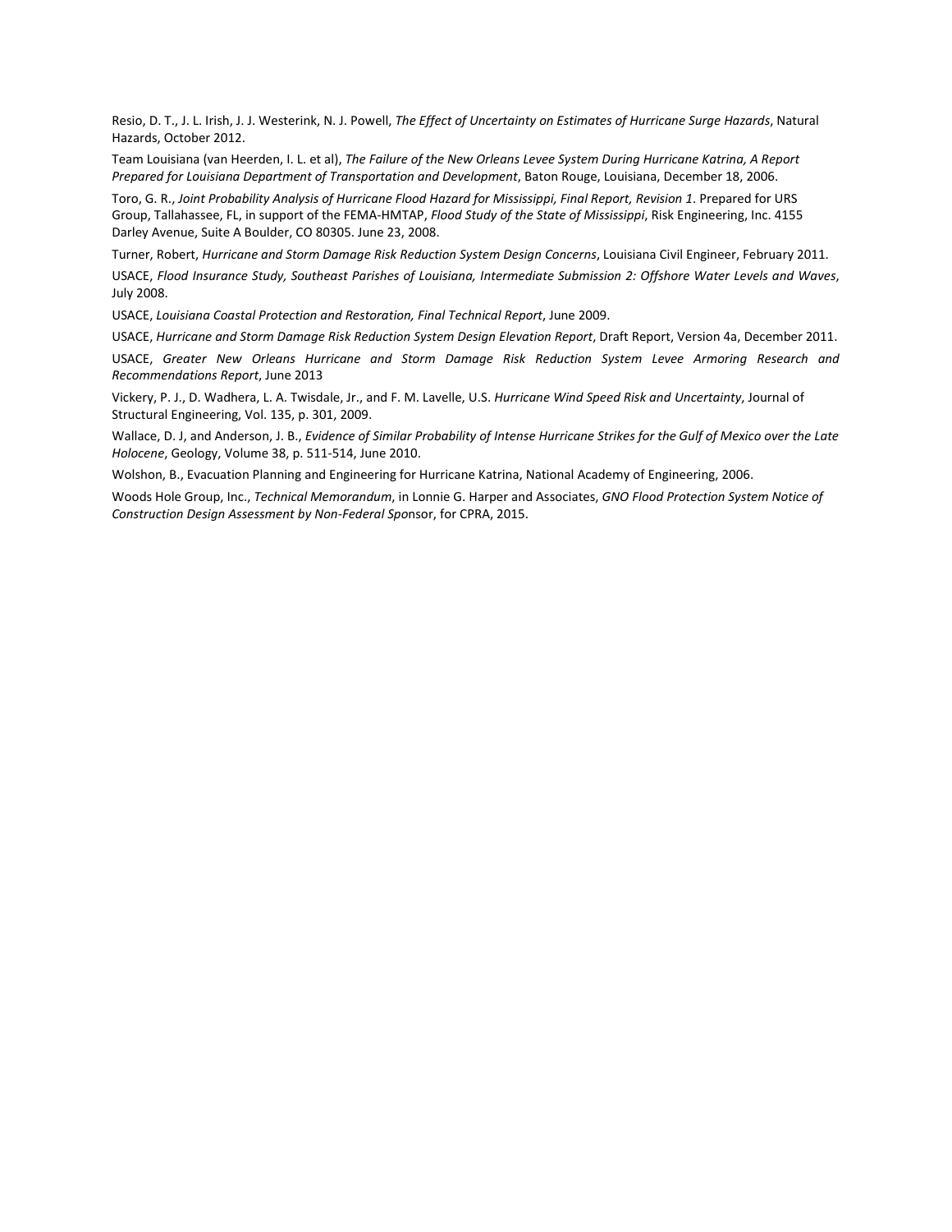Resio, D. T., J. L. Irish, J. J. Westerink, N. J. Powell, *The Effect of Uncertainty on Estimates of Hurricane Surge Hazards*, Natural Hazards, October 2012.

Team Louisiana (van Heerden, I. L. et al), *The Failure of the New Orleans Levee System During Hurricane Katrina, A Report Prepared for Louisiana Department of Transportation and Development*, Baton Rouge, Louisiana, December 18, 2006.

Toro, G. R., *Joint Probability Analysis of Hurricane Flood Hazard for Mississippi, Final Report, Revision 1*. Prepared for URS Group, Tallahassee, FL, in support of the FEMA-HMTAP, *Flood Study of the State of Mississippi*, Risk Engineering, Inc. 4155 Darley Avenue, Suite A Boulder, CO 80305. June 23, 2008.

Turner, Robert, *Hurricane and Storm Damage Risk Reduction System Design Concerns*, Louisiana Civil Engineer, February 2011.

USACE, *Flood Insurance Study, Southeast Parishes of Louisiana, Intermediate Submission 2: Offshore Water Levels and Waves*, July 2008.

USACE, *Louisiana Coastal Protection and Restoration, Final Technical Report*, June 2009.

USACE, *Hurricane and Storm Damage Risk Reduction System Design Elevation Report*, Draft Report, Version 4a, December 2011.

USACE, *Greater New Orleans Hurricane and Storm Damage Risk Reduction System Levee Armoring Research and Recommendations Report*, June 2013

Vickery, P. J., D. Wadhera, L. A. Twisdale, Jr., and F. M. Lavelle, U.S. *Hurricane Wind Speed Risk and Uncertainty*, Journal of Structural Engineering, Vol. 135, p. 301, 2009.

Wallace, D. J, and Anderson, J. B., *Evidence of Similar Probability of Intense Hurricane Strikes for the Gulf of Mexico over the Late Holocene*, Geology, Volume 38, p. 511-514, June 2010.

Wolshon, B., Evacuation Planning and Engineering for Hurricane Katrina, National Academy of Engineering, 2006.

Woods Hole Group, Inc., *Technical Memorandum*, in Lonnie G. Harper and Associates, *GNO Flood Protection System Notice of Construction Design Assessment by Non-Federal Spo*nsor, for CPRA, 2015.